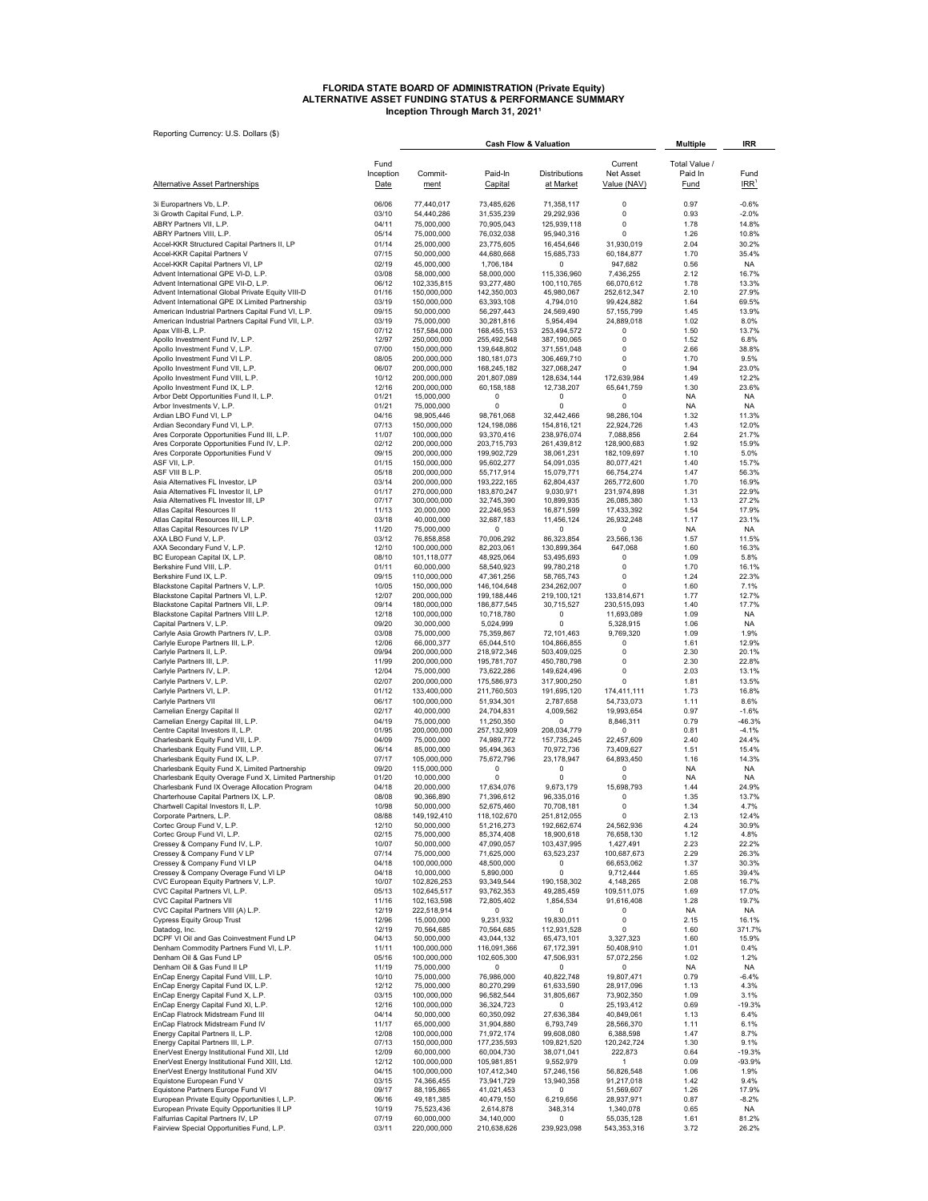# FLORIDA STATE BOARD OF ADMINISTRATION (Private Equity)
## ALTERNATIVE ASSET FUNDING STATUS & PERFORMANCE SUMMARY
### Inception Through March 31, 2021[1]

Reporting Currency: U.S. Dollars ($)

| | | Cash Flow & Valuation | | | | Multiple | IRR |
|---|---|---|---|---|---|---|---|
| Alternative Asset Partnerships | Fund Inception Date | Commit-ment | Paid-In Capital | Distributions at Market | Current Net Asset Value (NAV) | Total Value / Paid In Fund | Fund IRR[1] |
| 3i Europartners Vb, L.P. | 06/06 | 77,440,017 | 73,485,626 | 71,358,117 | 0 | 0.97 | -0.6% |
| 3i Growth Capital Fund, L.P. | 03/10 | 54,440,286 | 31,535,239 | 29,292,936 | 0 | 0.93 | -2.0% |
| ABRY Partners VII, L.P. | 04/11 | 75,000,000 | 70,905,043 | 125,939,118 | 0 | 1.78 | 14.8% |
| ABRY Partners VIII, L.P. | 05/14 | 75,000,000 | 76,032,038 | 95,940,316 | 0 | 1.26 | 10.8% |
| Accel-KKR Structured Capital Partners II, LP | 01/14 | 25,000,000 | 23,775,605 | 16,454,646 | 31,930,019 | 2.04 | 30.2% |
| Accel-KKR Capital Partners V | 07/15 | 50,000,000 | 44,680,668 | 15,685,733 | 60,184,877 | 1.70 | 35.4% |
| Accel-KKR Capital Partners VI, LP | 02/19 | 45,000,000 | 1,706,184 | 0 | 947,682 | 0.56 | NA |
| Advent International GPE VI-D, L.P. | 03/08 | 58,000,000 | 58,000,000 | 115,336,960 | 7,436,255 | 2.12 | 16.7% |
| Advent International GPE VII-D, L.P. | 06/12 | 102,335,815 | 93,277,480 | 100,110,765 | 66,070,612 | 1.78 | 13.3% |
| Advent International Global Private Equity VIII-D | 01/16 | 150,000,000 | 142,350,003 | 45,980,067 | 252,612,347 | 2.10 | 27.9% |
| Advent International GPE IX Limited Partnership | 03/19 | 150,000,000 | 63,393,108 | 4,794,010 | 99,424,882 | 1.64 | 69.5% |
| American Industrial Partners Capital Fund VI, L.P. | 09/15 | 50,000,000 | 56,297,443 | 24,569,490 | 57,155,799 | 1.45 | 13.9% |
| American Industrial Partners Capital Fund VII, L.P. | 03/19 | 75,000,000 | 30,281,816 | 5,954,494 | 24,889,018 | 1.02 | 8.0% |
| Apax VIII-B, L.P. | 07/12 | 157,584,000 | 168,455,153 | 253,494,572 | 0 | 1.50 | 13.7% |
| Apollo Investment Fund IV, L.P. | 12/97 | 250,000,000 | 255,492,548 | 387,190,065 | 0 | 1.52 | 6.8% |
| Apollo Investment Fund V, L.P. | 07/00 | 150,000,000 | 139,648,802 | 371,551,048 | 0 | 2.66 | 38.8% |
| Apollo Investment Fund VI, L.P. | 08/05 | 200,000,000 | 180,181,073 | 306,469,710 | 0 | 1.70 | 9.5% |
| Apollo Investment Fund VII, L.P. | 06/07 | 200,000,000 | 168,245,182 | 327,068,247 | 0 | 1.94 | 23.0% |
| Apollo Investment Fund VIII, L.P. | 10/12 | 200,000,000 | 201,807,089 | 128,634,144 | 172,639,984 | 1.49 | 12.2% |
| Apollo Investment Fund IX, L.P. | 12/16 | 200,000,000 | 60,158,188 | 12,738,207 | 65,641,759 | 1.30 | 23.6% |
| Arbor Debt Opportunities Fund II, L.P. | 01/21 | 15,000,000 | 0 | 0 | 0 | NA | NA |
| Arbor Investments V, L.P. | 01/21 | 75,000,000 | 0 | 0 | 0 | NA | NA |
| Ardian LBO Fund VI, L.P | 04/16 | 98,905,446 | 98,761,068 | 32,442,466 | 98,286,104 | 1.32 | 11.3% |
| Ardian Secondary Fund VI, L.P. | 07/13 | 150,000,000 | 124,198,086 | 154,816,121 | 22,924,726 | 1.43 | 12.0% |
| Ares Corporate Opportunities Fund III, L.P. | 11/07 | 100,000,000 | 93,370,416 | 238,976,074 | 7,088,856 | 2.64 | 21.7% |
| Ares Corporate Opportunities Fund IV, L.P. | 02/12 | 200,000,000 | 203,715,793 | 261,439,812 | 128,900,683 | 1.92 | 15.9% |
| Ares Corporate Opportunities Fund V | 09/15 | 200,000,000 | 199,902,729 | 38,061,231 | 182,109,697 | 1.10 | 5.0% |
| ASF VII, L.P. | 01/15 | 150,000,000 | 95,602,277 | 54,091,035 | 80,077,421 | 1.40 | 15.7% |
| ASF VIII B L.P. | 05/18 | 200,000,000 | 55,717,914 | 15,079,771 | 66,754,274 | 1.47 | 56.3% |
| Asia Alternatives FL Investor, LP | 03/14 | 200,000,000 | 193,222,165 | 62,804,437 | 265,772,600 | 1.70 | 16.9% |
| Asia Alternatives FL Investor II, LP | 01/17 | 270,000,000 | 183,870,247 | 9,030,971 | 231,974,898 | 1.31 | 22.9% |
| Asia Alternatives FL Investor III, LP | 07/17 | 300,000,000 | 32,745,390 | 10,899,935 | 26,085,380 | 1.13 | 27.2% |
| Atlas Capital Resources II | 11/13 | 20,000,000 | 22,246,953 | 16,871,599 | 17,433,392 | 1.54 | 17.9% |
| Atlas Capital Resources III, L.P. | 03/18 | 40,000,000 | 32,687,183 | 11,456,124 | 26,932,248 | 1.17 | 23.1% |
| Atlas Capital Resources IV LP | 11/20 | 75,000,000 | 0 | 0 | 0 | NA | NA |
| AXA LBO Fund V, L.P. | 03/12 | 76,858,858 | 70,006,292 | 86,323,854 | 23,566,136 | 1.57 | 11.5% |
| AXA Secondary Fund V, L.P. | 12/10 | 100,000,000 | 82,203,061 | 130,899,364 | 647,068 | 1.60 | 16.3% |
| BC European Capital IX, L.P. | 08/10 | 101,118,077 | 48,925,064 | 53,495,693 | 0 | 1.09 | 5.8% |
| Berkshire Fund VIII, L.P. | 01/11 | 60,000,000 | 58,540,923 | 99,780,218 | 0 | 1.70 | 16.1% |
| Berkshire Fund IX, L.P. | 09/15 | 110,000,000 | 47,361,256 | 58,765,743 | 0 | 1.24 | 22.3% |
| Blackstone Capital Partners V, L.P. | 10/05 | 150,000,000 | 146,104,648 | 234,262,007 | 0 | 1.60 | 7.1% |
| Blackstone Capital Partners VI, L.P. | 12/07 | 200,000,000 | 199,188,446 | 219,100,121 | 133,814,671 | 1.77 | 12.7% |
| Blackstone Capital Partners VII, L.P. | 09/14 | 180,000,000 | 186,877,545 | 30,715,527 | 230,515,093 | 1.40 | 17.7% |
| Blackstone Capital Partners VIII L.P. | 12/18 | 100,000,000 | 10,718,780 | 0 | 11,693,089 | 1.09 | NA |
| Capital Partners V, L.P. | 09/20 | 30,000,000 | 5,024,999 | 0 | 5,328,915 | 1.06 | NA |
| Carlyle Asia Growth Partners IV, L.P. | 03/08 | 75,000,000 | 75,359,867 | 72,101,463 | 9,769,320 | 1.09 | 1.9% |
| Carlyle Europe Partners III, L.P. | 12/06 | 66,000,377 | 65,044,510 | 104,866,855 | 0 | 1.61 | 12.9% |
| Carlyle Partners II, L.P. | 09/94 | 200,000,000 | 218,972,346 | 503,409,025 | 0 | 2.30 | 20.1% |
| Carlyle Partners III, L.P. | 11/99 | 200,000,000 | 195,781,707 | 450,780,798 | 0 | 2.30 | 22.8% |
| Carlyle Partners IV, L.P. | 12/04 | 75,000,000 | 73,622,286 | 149,624,496 | 0 | 2.03 | 13.1% |
| Carlyle Partners V, L.P. | 02/07 | 200,000,000 | 175,586,973 | 317,900,250 | 0 | 1.81 | 13.5% |
| Carlyle Partners VI, L.P. | 01/12 | 133,400,000 | 211,760,503 | 191,695,120 | 174,411,111 | 1.73 | 16.8% |
| Carlyle Partners VII | 06/17 | 100,000,000 | 51,934,301 | 2,787,658 | 54,733,073 | 1.11 | 8.6% |
| Carnelian Energy Capital II | 02/17 | 40,000,000 | 24,704,831 | 4,009,562 | 19,993,654 | 0.97 | -1.6% |
| Carnelian Energy Capital III, L.P. | 04/19 | 75,000,000 | 11,250,350 | 0 | 8,846,311 | 0.79 | -46.3% |
| Centre Capital Investors II, L.P. | 01/95 | 200,000,000 | 257,132,909 | 208,034,779 | 0 | 0.81 | -4.1% |
| Charlesbank Equity Fund VII, L.P. | 04/09 | 75,000,000 | 74,989,772 | 157,735,245 | 22,457,609 | 2.40 | 24.4% |
| Charlesbank Equity Fund VIII, L.P. | 06/14 | 85,000,000 | 95,494,363 | 70,972,736 | 73,409,627 | 1.51 | 15.4% |
| Charlesbank Equity Fund IX, L.P. | 07/17 | 105,000,000 | 75,672,796 | 23,178,947 | 64,893,450 | 1.16 | 14.3% |
| Charlesbank Equity Fund X, Limited Partnership | 09/20 | 115,000,000 | 0 | 0 | 0 | NA | NA |
| Charlesbank Equity Overage Fund X, Limited Partnership | 01/20 | 10,000,000 | 0 | 0 | 0 | NA | NA |
| Charlesbank Fund IX Overage Allocation Program | 04/18 | 20,000,000 | 17,634,076 | 9,673,179 | 15,698,793 | 1.44 | 24.9% |
| Charterhouse Capital Partners IX, L.P. | 08/08 | 90,366,890 | 71,396,612 | 96,335,016 | 0 | 1.35 | 13.7% |
| Chartwell Capital Investors II, L.P. | 10/98 | 50,000,000 | 52,675,460 | 70,708,181 | 0 | 1.34 | 4.7% |
| Corporate Partners, L.P. | 08/88 | 149,192,410 | 118,102,670 | 251,812,055 | 0 | 2.13 | 12.4% |
| Cortec Group Fund V, L.P. | 12/10 | 50,000,000 | 51,216,273 | 192,662,674 | 24,562,936 | 4.24 | 30.9% |
| Cortec Group Fund VI, L.P. | 02/15 | 75,000,000 | 85,374,408 | 18,900,618 | 76,658,130 | 1.12 | 4.8% |
| Cressey & Company Fund IV, L.P. | 10/07 | 50,000,000 | 47,090,057 | 103,437,995 | 1,427,491 | 2.23 | 22.2% |
| Cressey & Company Fund V LP | 07/14 | 75,000,000 | 71,625,000 | 63,523,237 | 100,687,673 | 2.29 | 26.3% |
| Cressey & Company Fund VI LP | 04/18 | 100,000,000 | 48,500,000 | 0 | 66,653,062 | 1.37 | 30.3% |
| Cressey & Company Overage Fund VI LP | 04/18 | 10,000,000 | 5,890,000 | 0 | 9,712,444 | 1.65 | 39.4% |
| CVC European Equity Partners V, L.P. | 10/07 | 102,826,253 | 93,349,544 | 190,158,302 | 4,148,265 | 2.08 | 16.7% |
| CVC Capital Partners VI, L.P. | 05/13 | 102,645,517 | 93,762,353 | 49,285,459 | 109,511,075 | 1.69 | 17.0% |
| CVC Capital Partners VII | 11/16 | 102,163,598 | 72,805,402 | 1,854,534 | 91,616,408 | 1.28 | 19.7% |
| CVC Capital Partners VIII (A) L.P. | 12/19 | 222,518,914 | 0 | 0 | 0 | NA | NA |
| Cypress Equity Group Trust | 12/96 | 15,000,000 | 9,231,932 | 19,830,011 | 0 | 2.15 | 16.1% |
| Datadog, Inc. | 12/19 | 70,564,685 | 70,564,685 | 112,931,528 | 0 | 1.60 | 371.7% |
| DCPF VI Oil and Gas Coinvestment Fund LP | 04/13 | 50,000,000 | 43,044,132 | 65,473,101 | 3,327,323 | 1.60 | 15.9% |
| Denham Commodity Partners Fund VI, L.P. | 11/11 | 100,000,000 | 116,091,366 | 67,172,391 | 50,408,910 | 1.01 | 0.4% |
| Denham Oil & Gas Fund LP | 05/16 | 100,000,000 | 102,605,300 | 47,506,931 | 57,072,256 | 1.02 | 1.2% |
| Denham Oil & Gas Fund II LP | 11/19 | 75,000,000 | 0 | 0 | 0 | NA | NA |
| EnCap Energy Capital Fund VIII, L.P. | 10/10 | 75,000,000 | 76,986,000 | 40,822,748 | 19,807,471 | 0.79 | -6.4% |
| EnCap Energy Capital Fund IX, L.P. | 12/12 | 75,000,000 | 80,270,299 | 61,633,590 | 28,917,096 | 1.13 | 4.3% |
| EnCap Energy Capital Fund X, L.P. | 03/15 | 100,000,000 | 96,582,544 | 31,805,667 | 73,902,350 | 1.09 | 3.1% |
| EnCap Energy Capital Fund XI, L.P. | 12/16 | 100,000,000 | 36,324,723 | 0 | 25,193,412 | 0.69 | -19.3% |
| EnCap Flatrock Midstream Fund III | 04/14 | 50,000,000 | 60,350,092 | 27,636,384 | 40,849,061 | 1.13 | 6.4% |
| EnCap Flatrock Midstream Fund IV | 11/17 | 65,000,000 | 31,904,880 | 6,793,749 | 28,566,370 | 1.11 | 6.1% |
| Energy Capital Partners II, L.P. | 12/08 | 100,000,000 | 71,972,174 | 99,608,080 | 6,388,598 | 1.47 | 8.7% |
| Energy Capital Partners III, L.P. | 07/13 | 150,000,000 | 177,235,593 | 109,821,520 | 120,242,724 | 1.30 | 9.1% |
| EnerVest Energy Institutional Fund XII, Ltd | 12/09 | 60,000,000 | 60,004,730 | 38,071,041 | 222,873 | 0.64 | -19.3% |
| EnerVest Energy Institutional Fund XIII, Ltd. | 12/12 | 100,000,000 | 105,981,851 | 9,552,979 | 1 | 0.09 | -93.9% |
| EnerVest Energy Institutional Fund XIV | 04/15 | 100,000,000 | 107,412,340 | 57,246,156 | 56,826,548 | 1.06 | 1.9% |
| Equistone European Fund V | 03/15 | 74,366,455 | 73,941,729 | 13,940,358 | 91,217,018 | 1.42 | 9.4% |
| Equistone Partners Europe Fund VI | 09/17 | 88,195,865 | 41,021,453 | 0 | 51,569,607 | 1.26 | 17.9% |
| European Private Equity Opportunities I, L.P. | 06/16 | 49,181,385 | 40,479,150 | 6,219,656 | 28,937,971 | 0.87 | -8.2% |
| European Private Equity Opportunities II LP | 10/19 | 75,523,436 | 2,614,878 | 348,314 | 1,340,078 | 0.65 | NA |
| Falfurrias Capital Partners IV, LP | 07/19 | 60,000,000 | 34,140,000 | 0 | 55,035,128 | 1.61 | 81.2% |
| Fairview Special Opportunities Fund, L.P. | 03/11 | 220,000,000 | 210,638,626 | 239,923,098 | 543,353,316 | 3.72 | 26.2% |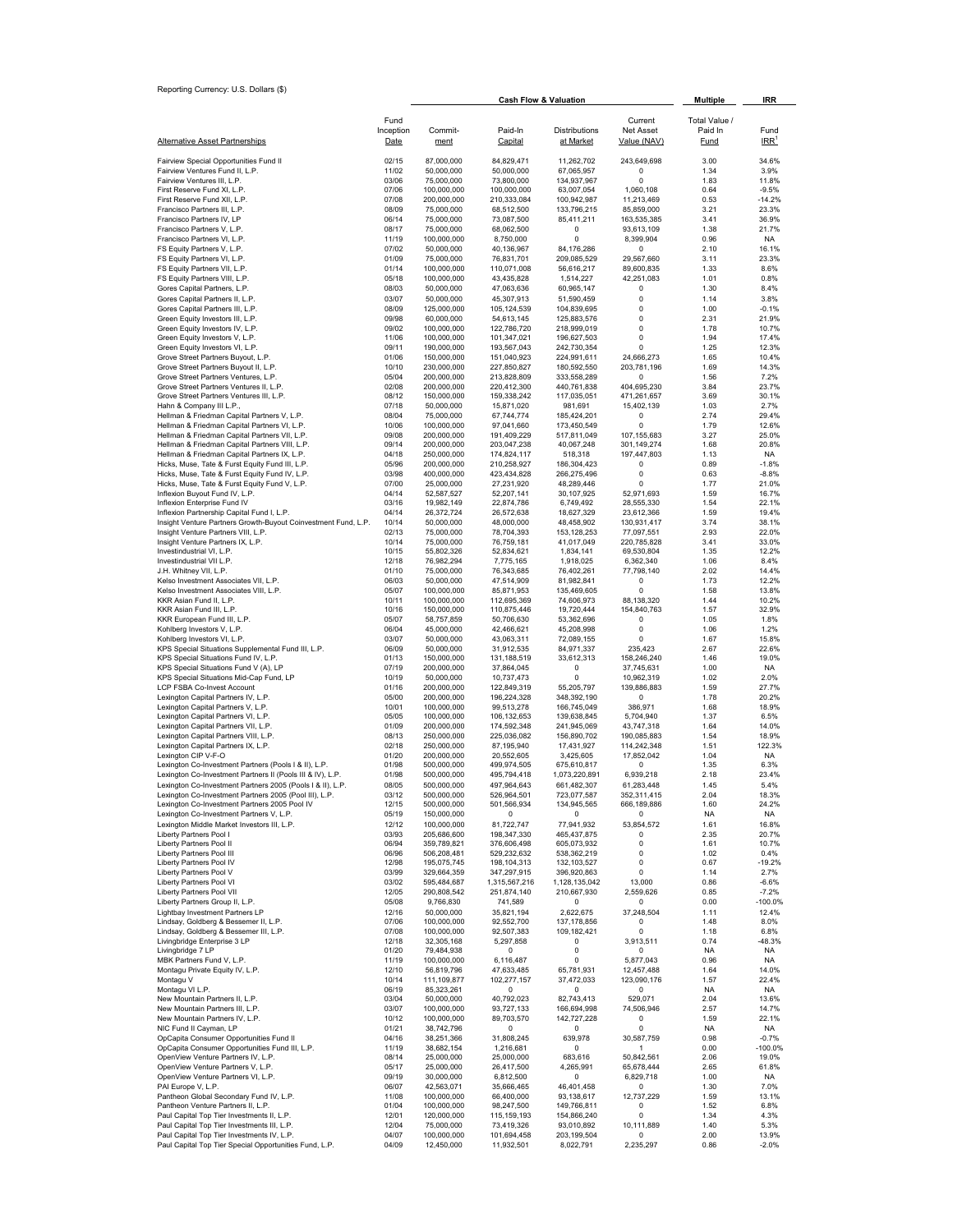Reporting Currency: U.S. Dollars ($)

| Alternative Asset Partnerships | Fund Inception Date | Commit-ment | Paid-In Capital | Distributions at Market | Current Net Asset Value (NAV) | Total Value / Paid In Fund | Fund IRR[1] |
|---|---|---|---|---|---|---|---|
| | | **Cash Flow & Valuation** | | | | **Multiple** | **IRR** |
| Fairview Special Opportunities Fund II | 02/15 | 87,000,000 | 84,829,471 | 11,262,702 | 243,649,698 | 3.00 | 34.6% |
| Fairview Ventures Fund II, L.P. | 11/02 | 50,000,000 | 50,000,000 | 67,065,957 | 0 | 1.34 | 3.9% |
| Fairview Ventures III, L.P. | 03/06 | 75,000,000 | 73,800,000 | 134,937,967 | 0 | 1.83 | 11.8% |
| First Reserve Fund XI, L.P. | 07/06 | 100,000,000 | 100,000,000 | 63,007,054 | 1,060,108 | 0.64 | -9.5% |
| First Reserve Fund XII, L.P. | 07/08 | 200,000,000 | 210,333,084 | 100,942,987 | 11,213,469 | 0.53 | -14.2% |
| Francisco Partners III, L.P. | 08/09 | 75,000,000 | 68,512,500 | 133,796,215 | 85,859,000 | 3.21 | 23.3% |
| Francisco Partners IV, LP | 06/14 | 75,000,000 | 73,087,500 | 85,411,211 | 163,535,385 | 3.41 | 36.9% |
| Francisco Partners V, L.P. | 08/17 | 75,000,000 | 68,062,500 | 0 | 93,613,109 | 1.38 | 21.7% |
| Francisco Partners VI, L.P. | 11/19 | 100,000,000 | 8,750,000 | 0 | 8,399,904 | 0.96 | NA |
| FS Equity Partners V, L.P. | 07/02 | 50,000,000 | 40,136,967 | 84,176,286 | 0 | 2.10 | 16.1% |
| FS Equity Partners VI, L.P. | 01/09 | 75,000,000 | 76,831,701 | 209,085,529 | 29,567,660 | 3.11 | 23.3% |
| FS Equity Partners VII, L.P. | 01/14 | 100,000,000 | 110,071,008 | 56,616,217 | 89,600,835 | 1.33 | 8.6% |
| FS Equity Partners VIII, L.P. | 05/18 | 100,000,000 | 43,435,828 | 1,514,227 | 42,251,083 | 1.01 | 0.8% |
| Gores Capital Partners, L.P. | 08/03 | 50,000,000 | 47,063,636 | 60,965,147 | 0 | 1.30 | 8.4% |
| Gores Capital Partners II, L.P. | 03/07 | 50,000,000 | 45,307,913 | 51,590,459 | 0 | 1.14 | 3.8% |
| Gores Capital Partners III, L.P. | 08/09 | 125,000,000 | 105,124,539 | 104,839,695 | 0 | 1.00 | -0.1% |
| Green Equity Investors III, L.P. | 09/98 | 60,000,000 | 54,613,145 | 125,883,576 | 0 | 2.31 | 21.9% |
| Green Equity Investors IV, L.P. | 09/02 | 100,000,000 | 122,786,720 | 218,999,019 | 0 | 1.78 | 10.7% |
| Green Equity Investors V, L.P. | 11/06 | 100,000,000 | 101,347,021 | 196,627,503 | 0 | 1.94 | 17.4% |
| Green Equity Investors VI, L.P. | 09/11 | 190,000,000 | 193,567,043 | 242,730,354 | 0 | 1.25 | 12.3% |
| Grove Street Partners Buyout, L.P. | 01/06 | 150,000,000 | 151,040,923 | 224,991,611 | 24,666,273 | 1.65 | 10.4% |
| Grove Street Partners Buyout II, L.P. | 10/10 | 230,000,000 | 227,850,827 | 180,592,550 | 203,781,196 | 1.69 | 14.3% |
| Grove Street Partners Ventures, L.P. | 05/04 | 200,000,000 | 213,828,809 | 333,558,289 | 0 | 1.56 | 7.2% |
| Grove Street Partners Ventures II, L.P. | 02/08 | 200,000,000 | 220,412,300 | 440,761,838 | 404,695,230 | 3.84 | 23.7% |
| Grove Street Partners Ventures III, L.P. | 08/12 | 150,000,000 | 159,338,242 | 117,035,051 | 471,261,657 | 3.69 | 30.1% |
| Hahn & Company III L.P., | 07/18 | 50,000,000 | 15,871,020 | 981,691 | 15,402,139 | 1.03 | 2.7% |
| Hellman & Friedman Capital Partners V, L.P. | 08/04 | 75,000,000 | 67,744,774 | 185,424,201 | 0 | 2.74 | 29.4% |
| Hellman & Friedman Capital Partners VI, L.P. | 10/06 | 100,000,000 | 97,041,660 | 173,450,549 | 0 | 1.79 | 12.6% |
| Hellman & Friedman Capital Partners VII, L.P. | 09/08 | 200,000,000 | 191,409,229 | 517,811,049 | 107,155,683 | 3.27 | 25.0% |
| Hellman & Friedman Capital Partners VIII, L.P. | 09/14 | 200,000,000 | 203,047,238 | 40,067,248 | 301,149,274 | 1.68 | 20.8% |
| Hellman & Friedman Capital Partners IX, L.P. | 04/18 | 250,000,000 | 174,824,117 | 518,318 | 197,447,803 | 1.13 | NA |
| Hicks, Muse, Tate & Furst Equity Fund III, L.P. | 05/96 | 200,000,000 | 210,258,927 | 186,304,423 | 0 | 0.89 | -1.8% |
| Hicks, Muse, Tate & Furst Equity Fund IV, L.P. | 03/98 | 400,000,000 | 423,434,828 | 266,275,496 | 0 | 0.63 | -8.8% |
| Hicks, Muse, Tate & Furst Equity Fund V, L.P. | 07/00 | 25,000,000 | 27,231,920 | 48,289,446 | 0 | 1.77 | 21.0% |
| Inflexion Buyout Fund IV, L.P. | 04/14 | 52,587,527 | 52,207,141 | 30,107,925 | 52,971,693 | 1.59 | 16.7% |
| Inflexion Enterprise Fund IV | 03/16 | 19,982,149 | 22,874,786 | 6,749,492 | 28,555,330 | 1.54 | 22.1% |
| Inflexion Partnership Capital Fund I, L.P. | 04/14 | 26,372,724 | 26,572,638 | 18,627,329 | 23,612,366 | 1.59 | 19.4% |
| Insight Venture Partners Growth-Buyout Coinvestment Fund, L.P. | 10/14 | 50,000,000 | 48,000,000 | 48,458,902 | 130,931,417 | 3.74 | 38.1% |
| Insight Venture Partners VIII, L.P. | 02/13 | 75,000,000 | 78,704,393 | 153,128,253 | 77,097,551 | 2.93 | 22.0% |
| Insight Venture Partners IX, L.P. | 10/14 | 75,000,000 | 76,759,181 | 41,017,049 | 220,785,828 | 3.41 | 33.0% |
| Investindustrial VI, L.P. | 10/15 | 55,802,326 | 52,834,621 | 1,834,141 | 69,530,804 | 1.35 | 12.2% |
| Investindustrial VII L.P. | 12/18 | 76,982,294 | 7,775,165 | 1,918,025 | 6,362,340 | 1.06 | 8.4% |
| J.H. Whitney VII, L.P. | 01/10 | 75,000,000 | 76,343,685 | 76,402,261 | 77,798,140 | 2.02 | 14.4% |
| Kelso Investment Associates VII, L.P. | 06/03 | 50,000,000 | 47,514,909 | 81,982,841 | 0 | 1.73 | 12.2% |
| Kelso Investment Associates VIII, L.P. | 05/07 | 100,000,000 | 85,871,953 | 135,469,605 | 0 | 1.58 | 13.8% |
| KKR Asian Fund II, L.P. | 10/11 | 100,000,000 | 112,695,369 | 74,606,973 | 88,138,320 | 1.44 | 10.2% |
| KKR Asian Fund III, L.P. | 10/16 | 150,000,000 | 110,875,446 | 19,720,444 | 154,840,763 | 1.57 | 32.9% |
| KKR European Fund III, L.P. | 05/07 | 58,757,859 | 50,706,630 | 53,362,696 | 0 | 1.05 | 1.8% |
| Kohlberg Investors V, L.P. | 06/04 | 45,000,000 | 42,466,621 | 45,208,998 | 0 | 1.06 | 1.2% |
| Kohlberg Investors VI, L.P. | 03/07 | 50,000,000 | 43,063,311 | 72,089,155 | 0 | 1.67 | 15.8% |
| KPS Special Situations Supplemental Fund III, L.P. | 06/09 | 50,000,000 | 31,912,535 | 84,971,337 | 235,423 | 2.67 | 22.6% |
| KPS Special Situations Fund IV, L.P. | 01/13 | 150,000,000 | 131,188,519 | 33,612,313 | 158,246,240 | 1.46 | 19.0% |
| KPS Special Situations Fund V (A), LP | 07/19 | 200,000,000 | 37,864,045 | 0 | 37,745,631 | 1.00 | NA |
| KPS Special Situations Mid-Cap Fund, LP | 10/19 | 50,000,000 | 10,737,473 | 0 | 10,962,319 | 1.02 | 2.0% |
| LCP FSBA Co-Invest Account | 01/16 | 200,000,000 | 122,849,319 | 55,205,797 | 139,886,883 | 1.59 | 27.7% |
| Lexington Capital Partners IV, L.P. | 05/00 | 200,000,000 | 196,224,328 | 348,392,190 | 0 | 1.78 | 20.2% |
| Lexington Capital Partners V, L.P. | 10/01 | 100,000,000 | 99,513,278 | 166,745,049 | 386,971 | 1.68 | 18.9% |
| Lexington Capital Partners VI, L.P. | 05/05 | 100,000,000 | 106,132,653 | 139,638,845 | 5,704,940 | 1.37 | 6.5% |
| Lexington Capital Partners VII, L.P. | 01/09 | 200,000,000 | 174,592,348 | 241,945,069 | 43,747,318 | 1.64 | 14.0% |
| Lexington Capital Partners VIII, L.P. | 08/13 | 250,000,000 | 225,036,082 | 156,890,702 | 190,085,883 | 1.54 | 18.9% |
| Lexington Capital Partners IX, L.P. | 02/18 | 250,000,000 | 87,195,940 | 17,431,927 | 114,242,348 | 1.51 | 122.3% |
| Lexington CIP V-F-O | 01/20 | 200,000,000 | 20,552,605 | 3,425,605 | 17,852,042 | 1.04 | NA |
| Lexington Co-Investment Partners (Pools I & II), L.P. | 01/98 | 500,000,000 | 499,974,505 | 675,610,817 | 0 | 1.35 | 6.3% |
| Lexington Co-Investment Partners II (Pools III & IV), L.P. | 01/98 | 500,000,000 | 495,794,418 | 1,073,220,891 | 6,939,218 | 2.18 | 23.4% |
| Lexington Co-Investment Partners 2005 (Pools I & II), L.P. | 08/05 | 500,000,000 | 497,964,643 | 661,482,307 | 61,283,448 | 1.45 | 5.4% |
| Lexington Co-Investment Partners 2005 (Pool III), L.P. | 03/12 | 500,000,000 | 526,964,501 | 723,077,587 | 352,311,415 | 2.04 | 18.3% |
| Lexington Co-Investment Partners 2005 Pool IV | 12/15 | 500,000,000 | 501,566,934 | 134,945,565 | 666,189,886 | 1.60 | 24.2% |
| Lexington Co-Investment Partners V, L.P. | 05/19 | 150,000,000 | 0 | 0 | 0 | NA | NA |
| Lexington Middle Market Investors III, L.P. | 12/12 | 100,000,000 | 81,722,747 | 77,941,932 | 53,854,572 | 1.61 | 16.8% |
| Liberty Partners Pool I | 03/93 | 205,686,600 | 198,347,330 | 465,437,875 | 0 | 2.35 | 20.7% |
| Liberty Partners Pool II | 06/94 | 359,789,821 | 376,606,498 | 605,073,932 | 0 | 1.61 | 10.7% |
| Liberty Partners Pool III | 06/96 | 506,208,481 | 529,232,632 | 538,362,219 | 0 | 1.02 | 0.4% |
| Liberty Partners Pool IV | 12/98 | 195,075,745 | 198,104,313 | 132,103,527 | 0 | 0.67 | -19.2% |
| Liberty Partners Pool V | 03/99 | 329,664,359 | 347,297,915 | 396,920,863 | 0 | 1.14 | 2.7% |
| Liberty Partners Pool VI | 03/02 | 595,484,687 | 1,315,567,216 | 1,128,135,042 | 13,000 | 0.86 | -6.6% |
| Liberty Partners Pool VII | 12/05 | 290,808,542 | 251,874,140 | 210,667,930 | 2,559,626 | 0.85 | -7.2% |
| Liberty Partners Group II, L.P. | 05/08 | 9,766,830 | 741,589 | 0 | 0 | 0.00 | -100.0% |
| Lightbay Investment Partners LP | 12/16 | 50,000,000 | 35,821,194 | 2,622,675 | 37,248,504 | 1.11 | 12.4% |
| Lindsay, Goldberg & Bessemer II, L.P. | 07/06 | 100,000,000 | 92,552,700 | 137,178,856 | 0 | 1.48 | 8.0% |
| Lindsay, Goldberg & Bessemer III, L.P. | 07/08 | 100,000,000 | 92,507,383 | 109,182,421 | 0 | 1.18 | 6.8% |
| Livingbridge Enterprise 3 LP | 12/18 | 32,305,168 | 5,297,858 | 0 | 3,913,511 | 0.74 | -48.3% |
| Livingbridge 7 LP | 01/20 | 79,484,938 | 0 | 0 | 0 | NA | NA |
| MBK Partners Fund V, L.P. | 11/19 | 100,000,000 | 6,116,487 | 0 | 5,877,043 | 0.96 | NA |
| Montagu Private Equity IV, L.P. | 12/10 | 56,819,796 | 47,633,485 | 65,781,931 | 12,457,488 | 1.64 | 14.0% |
| Montagu V | 10/14 | 111,109,877 | 102,277,157 | 37,472,033 | 123,090,176 | 1.57 | 22.4% |
| Montagu VI L.P. | 06/19 | 85,323,261 | 0 | 0 | 0 | NA | NA |
| New Mountain Partners II, L.P. | 03/04 | 50,000,000 | 40,792,023 | 82,743,413 | 529,071 | 2.04 | 13.6% |
| New Mountain Partners III, L.P. | 03/07 | 100,000,000 | 93,727,133 | 166,694,998 | 74,506,946 | 2.57 | 14.7% |
| New Mountain Partners IV, L.P. | 10/12 | 100,000,000 | 89,703,570 | 142,727,228 | 0 | 1.59 | 22.1% |
| NIC Fund II Cayman, LP | 01/21 | 38,742,796 | 0 | 0 | 0 | NA | NA |
| OpCapita Consumer Opportunities Fund II | 04/16 | 38,251,366 | 31,808,245 | 639,978 | 30,587,759 | 0.98 | -0.7% |
| OpCapita Consumer Opportunities Fund III, L.P. | 11/19 | 38,682,154 | 1,216,681 | 0 | 1 | 0.00 | -100.0% |
| OpenView Venture Partners IV, L.P. | 08/14 | 25,000,000 | 25,000,000 | 683,616 | 50,842,561 | 2.06 | 19.0% |
| OpenView Venture Partners V, L.P. | 05/17 | 25,000,000 | 26,417,500 | 4,265,991 | 65,678,444 | 2.65 | 61.8% |
| OpenView Venture Partners VI, L.P. | 09/19 | 30,000,000 | 6,812,500 | 0 | 6,829,718 | 1.00 | NA |
| PAI Europe V, L.P. | 06/07 | 42,563,071 | 35,666,465 | 46,401,458 | 0 | 1.30 | 7.0% |
| Pantheon Global Secondary Fund IV, L.P. | 11/08 | 100,000,000 | 66,400,000 | 93,138,617 | 12,737,229 | 1.59 | 13.1% |
| Pantheon Venture Partners II, L.P. | 01/04 | 100,000,000 | 98,247,500 | 149,766,811 | 0 | 1.52 | 6.8% |
| Paul Capital Top Tier Investments II, L.P. | 12/01 | 120,000,000 | 115,159,193 | 154,866,240 | 0 | 1.34 | 4.3% |
| Paul Capital Top Tier Investments III, L.P. | 12/04 | 75,000,000 | 73,419,326 | 93,010,892 | 10,111,889 | 1.40 | 5.3% |
| Paul Capital Top Tier Investments IV, L.P. | 04/07 | 100,000,000 | 101,694,458 | 203,199,504 | 0 | 2.00 | 13.9% |
| Paul Capital Top Tier Special Opportunities Fund, L.P. | 04/09 | 12,450,000 | 11,932,501 | 8,022,791 | 2,235,297 | 0.86 | -2.0% |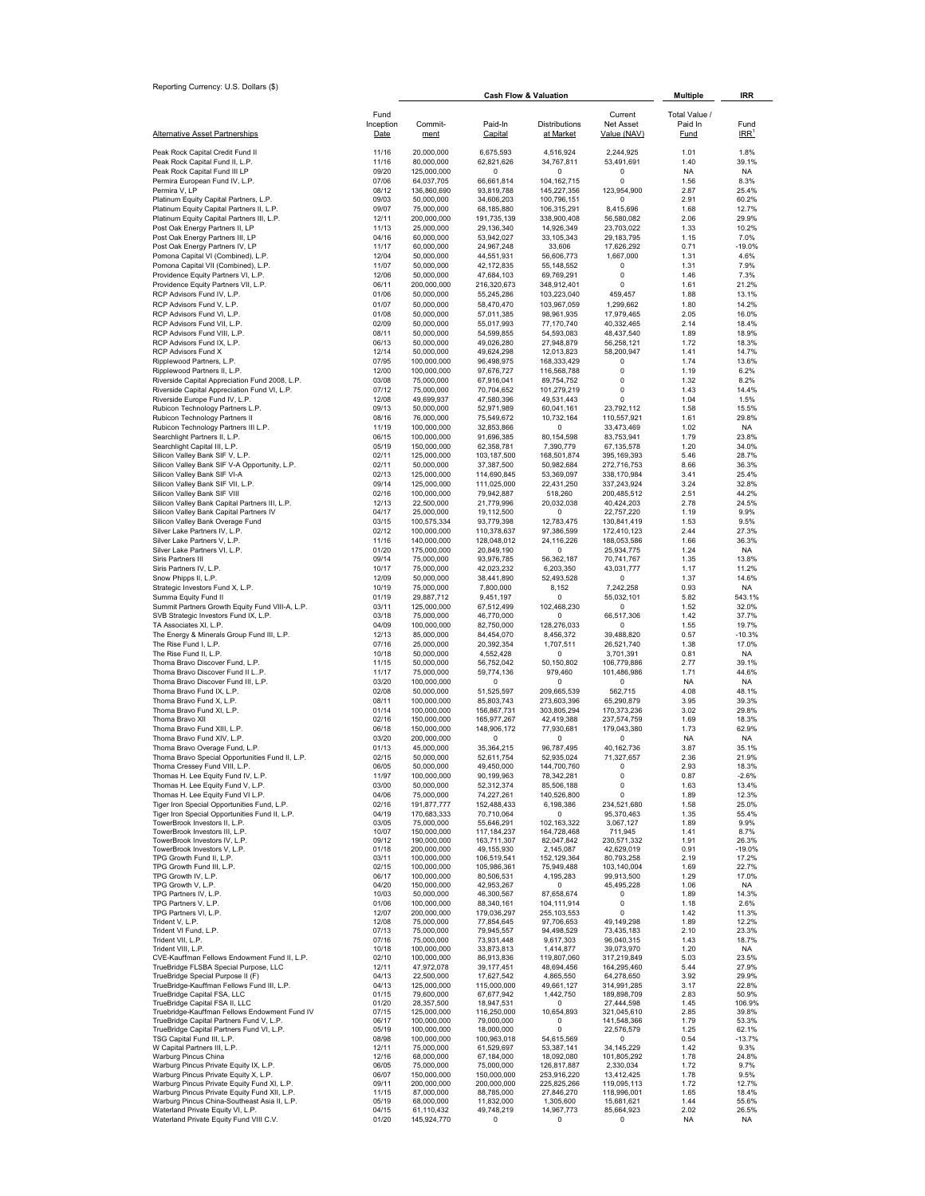Reporting Currency: U.S. Dollars ($)

| Alternative Asset Partnerships | Fund Inception Date | Commit- ment | Paid-In Capital | Distributions at Market | Current Net Asset Value (NAV) | Total Value / Paid In Fund | Fund IRR[1] |
|---|---|---|---|---|---|---|---|
| | | Cash Flow & Valuation | | | | Multiple | IRR |
| Peak Rock Capital Credit Fund II | 11/16 | 20,000,000 | 6,675,593 | 4,516,924 | 2,244,925 | 1.01 | 1.8% |
| Peak Rock Capital Fund II, L.P. | 11/16 | 80,000,000 | 62,821,626 | 34,767,811 | 53,491,691 | 1.40 | 39.1% |
| Peak Rock Capital Fund III LP | 09/20 | 125,000,000 | 0 | 0 | 0 | NA | NA |
| Permira European Fund IV, L.P. | 07/06 | 64,037,705 | 66,661,814 | 104,162,715 | 0 | 1.56 | 8.3% |
| Permira V, LP | 08/12 | 136,860,690 | 93,819,788 | 145,227,356 | 123,954,900 | 2.87 | 25.4% |
| Platinum Equity Capital Partners, L.P. | 09/03 | 50,000,000 | 34,606,203 | 100,796,151 | 0 | 2.91 | 60.2% |
| Platinum Equity Capital Partners II, L.P. | 09/07 | 75,000,000 | 68,185,880 | 106,315,291 | 8,415,696 | 1.68 | 12.7% |
| Platinum Equity Capital Partners III, L.P. | 12/11 | 200,000,000 | 191,735,139 | 338,900,408 | 56,580,082 | 2.06 | 29.9% |
| Post Oak Energy Partners II, LP | 11/13 | 25,000,000 | 29,136,340 | 14,926,349 | 23,703,022 | 1.33 | 10.2% |
| Post Oak Energy Partners III, LP | 04/16 | 60,000,000 | 53,942,027 | 33,105,343 | 29,183,795 | 1.15 | 7.0% |
| Post Oak Energy Partners IV, LP | 11/17 | 60,000,000 | 24,967,248 | 33,606 | 17,626,292 | 0.71 | -19.0% |
| Pomona Capital VI (Combined), L.P. | 12/04 | 50,000,000 | 44,551,931 | 56,606,773 | 1,667,000 | 1.31 | 4.6% |
| Pomona Capital VII (Combined), L.P. | 11/07 | 50,000,000 | 42,172,835 | 55,148,552 | 0 | 1.31 | 7.9% |
| Providence Equity Partners VI, L.P. | 12/06 | 50,000,000 | 47,684,103 | 69,769,291 | 0 | 1.46 | 7.3% |
| Providence Equity Partners VII, L.P. | 06/11 | 200,000,000 | 216,320,673 | 348,912,401 | 0 | 1.61 | 21.2% |
| RCP Advisors Fund IV, L.P. | 01/06 | 50,000,000 | 55,245,286 | 103,223,040 | 459,457 | 1.88 | 13.1% |
| RCP Advisors Fund V, L.P. | 01/07 | 50,000,000 | 58,470,470 | 103,967,059 | 1,299,662 | 1.80 | 14.2% |
| RCP Advisors Fund VI, L.P. | 01/08 | 50,000,000 | 57,011,385 | 98,961,935 | 17,979,465 | 2.05 | 16.0% |
| RCP Advisors Fund VII, L.P. | 02/09 | 50,000,000 | 55,017,993 | 77,170,740 | 40,332,465 | 2.14 | 18.4% |
| RCP Advisors Fund VIII, L.P. | 08/11 | 50,000,000 | 54,599,855 | 54,593,083 | 48,437,540 | 1.89 | 18.9% |
| RCP Advisors Fund IX, L.P. | 06/13 | 50,000,000 | 49,026,280 | 27,948,879 | 56,258,121 | 1.72 | 18.3% |
| RCP Advisors Fund X | 12/14 | 50,000,000 | 49,624,298 | 12,013,823 | 58,200,947 | 1.41 | 14.7% |
| Ripplewood Partners, L.P. | 07/95 | 100,000,000 | 96,498,975 | 168,333,429 | 0 | 1.74 | 13.6% |
| Ripplewood Partners II, L.P. | 12/00 | 100,000,000 | 97,676,727 | 116,568,788 | 0 | 1.19 | 6.2% |
| Riverside Capital Appreciation Fund 2008, L.P. | 03/08 | 75,000,000 | 67,916,041 | 89,754,752 | 0 | 1.32 | 8.2% |
| Riverside Capital Appreciation Fund VI, L.P. | 07/12 | 75,000,000 | 70,704,652 | 101,279,219 | 0 | 1.43 | 14.4% |
| Riverside Europe Fund IV, L.P. | 12/08 | 49,699,937 | 47,580,396 | 49,531,443 | 0 | 1.04 | 1.5% |
| Rubicon Technology Partners L.P. | 09/13 | 50,000,000 | 52,971,989 | 60,041,161 | 23,792,112 | 1.58 | 15.5% |
| Rubicon Technology Partners II | 08/16 | 76,000,000 | 75,549,672 | 10,732,164 | 110,557,921 | 1.61 | 29.8% |
| Rubicon Technology Partners III L.P. | 11/19 | 100,000,000 | 32,853,866 | 0 | 33,473,469 | 1.02 | NA |
| Searchlight Partners II, L.P. | 06/15 | 100,000,000 | 91,696,385 | 80,154,598 | 83,753,941 | 1.79 | 23.8% |
| Searchlight Capital III, L.P. | 05/19 | 150,000,000 | 62,358,781 | 7,390,779 | 67,135,578 | 1.20 | 34.0% |
| Silicon Valley Bank SIF V, L.P. | 02/11 | 125,000,000 | 103,187,500 | 168,501,874 | 395,169,393 | 5.46 | 28.7% |
| Silicon Valley Bank SIF V-A Opportunity, L.P. | 02/11 | 50,000,000 | 37,387,500 | 50,982,684 | 272,716,753 | 8.66 | 36.3% |
| Silicon Valley Bank SIF VI-A | 02/13 | 125,000,000 | 114,690,845 | 53,369,097 | 338,170,984 | 3.41 | 25.4% |
| Silicon Valley Bank SIF VII, L.P. | 09/14 | 125,000,000 | 111,025,000 | 22,431,250 | 337,243,924 | 3.24 | 32.8% |
| Silicon Valley Bank SIF VIII | 02/16 | 100,000,000 | 79,942,887 | 518,260 | 200,485,512 | 2.51 | 44.2% |
| Silicon Valley Bank Capital Partners III, L.P. | 12/13 | 22,500,000 | 21,779,996 | 20,032,038 | 40,424,203 | 2.78 | 24.5% |
| Silicon Valley Bank Capital Partners IV | 04/17 | 25,000,000 | 19,112,500 | 0 | 22,757,220 | 1.19 | 9.9% |
| Silicon Valley Bank Overage Fund | 03/15 | 100,575,334 | 93,779,398 | 12,783,475 | 130,841,419 | 1.53 | 9.5% |
| Silver Lake Partners IV, L.P. | 02/12 | 100,000,000 | 110,378,637 | 97,386,599 | 172,410,123 | 2.44 | 27.3% |
| Silver Lake Partners V, L.P. | 11/16 | 140,000,000 | 128,048,012 | 24,116,226 | 188,053,586 | 1.66 | 36.3% |
| Silver Lake Partners VI, L.P. | 01/20 | 175,000,000 | 20,849,190 | 0 | 25,934,775 | 1.24 | NA |
| Siris Partners III | 09/14 | 75,000,000 | 93,976,785 | 56,362,187 | 70,741,767 | 1.35 | 13.8% |
| Siris Partners IV, L.P. | 10/17 | 75,000,000 | 42,023,232 | 6,203,350 | 43,031,777 | 1.17 | 11.2% |
| Snow Phipps II, L.P. | 12/09 | 50,000,000 | 38,441,890 | 52,493,528 | 0 | 1.37 | 14.6% |
| Strategic Investors Fund X, L.P. | 10/19 | 75,000,000 | 7,800,000 | 8,152 | 7,242,258 | 0.93 | NA |
| Summa Equity Fund II | 01/19 | 29,887,712 | 9,451,197 | 0 | 55,032,101 | 5.82 | 543.1% |
| Summit Partners Growth Equity Fund VIII-A, L.P. | 03/11 | 125,000,000 | 67,512,499 | 102,468,230 | 0 | 1.52 | 32.0% |
| SVB Strategic Investors Fund IX, L.P. | 03/18 | 75,000,000 | 46,770,000 | 0 | 66,517,306 | 1.42 | 37.7% |
| TA Associates XI, L.P. | 04/09 | 100,000,000 | 82,750,000 | 128,276,033 | 0 | 1.55 | 19.7% |
| The Energy & Minerals Group Fund III, L.P. | 12/13 | 85,000,000 | 84,454,070 | 8,456,372 | 39,488,820 | 0.57 | -10.3% |
| The Rise Fund I, L.P. | 07/16 | 25,000,000 | 20,392,354 | 1,707,511 | 26,521,740 | 1.38 | 17.0% |
| The Rise Fund II, L.P. | 10/18 | 50,000,000 | 4,552,428 | 0 | 3,701,391 | 0.81 | NA |
| Thoma Bravo Discover Fund, L.P. | 11/15 | 50,000,000 | 56,752,042 | 50,150,802 | 106,779,886 | 2.77 | 39.1% |
| Thoma Bravo Discover Fund II L..P. | 11/17 | 75,000,000 | 59,774,136 | 979,460 | 101,486,986 | 1.71 | 44.6% |
| Thoma Bravo Discover Fund III, L.P. | 03/20 | 100,000,000 | 0 | 0 | 0 | NA | NA |
| Thoma Bravo Fund IX, L.P. | 02/08 | 50,000,000 | 51,525,597 | 209,665,539 | 562,715 | 4.08 | 48.1% |
| Thoma Bravo Fund X, L.P. | 08/11 | 100,000,000 | 85,803,743 | 273,603,396 | 65,290,879 | 3.95 | 39.3% |
| Thoma Bravo Fund XI, L.P. | 01/14 | 100,000,000 | 156,867,731 | 303,805,294 | 170,373,236 | 3.02 | 29.8% |
| Thoma Bravo XII | 02/16 | 150,000,000 | 165,977,267 | 42,419,388 | 237,574,759 | 1.69 | 18.3% |
| Thoma Bravo Fund XIII, L.P. | 06/18 | 150,000,000 | 148,906,172 | 77,930,681 | 179,043,380 | 1.73 | 62.9% |
| Thoma Bravo Fund XIV, L.P. | 03/20 | 200,000,000 | 0 | 0 | 0 | NA | NA |
| Thoma Bravo Overage Fund, L.P. | 01/13 | 45,000,000 | 35,364,215 | 96,787,495 | 40,162,736 | 3.87 | 35.1% |
| Thoma Bravo Special Opportunities Fund II, L.P. | 02/15 | 50,000,000 | 52,611,754 | 52,935,024 | 71,327,657 | 2.36 | 21.9% |
| Thoma Cressey Fund VIII, L.P. | 06/05 | 50,000,000 | 49,450,000 | 144,700,760 | 0 | 2.93 | 18.3% |
| Thomas H. Lee Equity Fund IV, L.P. | 11/97 | 100,000,000 | 90,199,963 | 78,342,281 | 0 | 0.87 | -2.6% |
| Thomas H. Lee Equity Fund V, L.P. | 03/00 | 50,000,000 | 52,312,374 | 85,506,188 | 0 | 1.63 | 13.4% |
| Thomas H. Lee Equity Fund VI L.P. | 04/06 | 75,000,000 | 74,227,261 | 140,526,800 | 0 | 1.89 | 12.3% |
| Tiger Iron Special Opportunities Fund, L.P. | 02/16 | 191,877,777 | 152,488,433 | 6,198,386 | 234,521,680 | 1.58 | 25.0% |
| Tiger Iron Special Opportunities Fund II, L.P. | 04/19 | 170,683,333 | 70,710,064 | 0 | 95,370,463 | 1.35 | 55.4% |
| TowerBrook Investors II, L.P. | 03/05 | 75,000,000 | 55,646,291 | 102,163,322 | 3,067,127 | 1.89 | 9.9% |
| TowerBrook Investors III, L.P. | 10/07 | 150,000,000 | 117,184,237 | 164,728,468 | 711,945 | 1.41 | 8.7% |
| TowerBrook Investors IV, L.P. | 09/12 | 190,000,000 | 163,711,307 | 82,047,842 | 230,571,332 | 1.91 | 26.3% |
| TowerBrook Investors V, L.P. | 01/18 | 200,000,000 | 49,155,930 | 2,145,087 | 42,629,019 | 0.91 | -19.0% |
| TPG Growth Fund II, L.P. | 03/11 | 100,000,000 | 106,519,541 | 152,129,364 | 80,793,258 | 2.19 | 17.2% |
| TPG Growth Fund III, L.P. | 02/15 | 100,000,000 | 105,986,361 | 75,949,488 | 103,140,004 | 1.69 | 22.7% |
| TPG Growth IV, L.P. | 06/17 | 100,000,000 | 80,506,531 | 4,195,283 | 99,913,500 | 1.29 | 17.0% |
| TPG Growth V, L.P. | 04/20 | 150,000,000 | 42,953,267 | 0 | 45,495,228 | 1.06 | NA |
| TPG Partners IV, L.P. | 10/03 | 50,000,000 | 46,300,567 | 87,658,674 | 0 | 1.89 | 14.3% |
| TPG Partners V, L.P. | 01/06 | 100,000,000 | 88,340,161 | 104,111,914 | 0 | 1.18 | 2.6% |
| TPG Partners VI, L.P. | 12/07 | 200,000,000 | 179,036,297 | 255,103,553 | 0 | 1.42 | 11.3% |
| Trident V, L.P. | 12/08 | 75,000,000 | 77,854,645 | 97,706,653 | 49,149,298 | 1.89 | 12.2% |
| Trident VI Fund, L.P. | 07/13 | 75,000,000 | 79,945,557 | 94,498,529 | 73,435,183 | 2.10 | 23.3% |
| Trident VII, L.P. | 07/16 | 75,000,000 | 73,931,448 | 9,617,303 | 96,040,315 | 1.43 | 18.7% |
| Trident VIII, L.P. | 10/18 | 100,000,000 | 33,873,813 | 1,414,877 | 39,073,970 | 1.20 | NA |
| CVE-Kauffman Fellows Endowment Fund II, L.P. | 02/10 | 100,000,000 | 86,913,836 | 119,807,060 | 317,219,849 | 5.03 | 23.5% |
| TrueBridge FLSBA Special Purpose, LLC | 12/11 | 47,972,078 | 39,177,451 | 48,694,456 | 164,295,460 | 5.44 | 27.9% |
| TrueBridge Special Purpose II (F) | 04/13 | 22,500,000 | 17,627,542 | 4,865,550 | 64,278,650 | 3.92 | 29.9% |
| TrueBridge-Kauffman Fellows Fund III, L.P. | 04/13 | 125,000,000 | 115,000,000 | 49,661,127 | 314,991,285 | 3.17 | 22.8% |
| TrueBridge Capital FSA, LLC | 01/15 | 79,600,000 | 67,677,942 | 1,442,750 | 189,898,709 | 2.83 | 50.9% |
| TrueBridge Capital FSA II, LLC | 01/20 | 28,357,500 | 18,947,531 | 0 | 27,444,598 | 1.45 | 106.9% |
| Truebridge-Kauffman Fellows Endowment Fund IV | 07/15 | 125,000,000 | 116,250,000 | 10,654,893 | 321,045,610 | 2.85 | 39.8% |
| TrueBridge Capital Partners Fund V, L.P. | 06/17 | 100,000,000 | 79,000,000 | 0 | 141,548,366 | 1.79 | 53.3% |
| TrueBridge Capital Partners Fund VI, L.P. | 05/19 | 100,000,000 | 18,000,000 | 0 | 22,576,579 | 1.25 | 62.1% |
| TSG Capital Fund III, L.P. | 08/98 | 100,000,000 | 100,963,018 | 54,615,569 | 0 | 0.54 | -13.7% |
| W Capital Partners III, L.P. | 12/11 | 75,000,000 | 61,529,697 | 53,387,141 | 34,145,229 | 1.42 | 9.3% |
| Warburg Pincus China | 12/16 | 68,000,000 | 67,184,000 | 18,092,080 | 101,805,292 | 1.78 | 24.8% |
| Warburg Pincus Private Equity IX, L.P. | 06/05 | 75,000,000 | 75,000,000 | 126,817,887 | 2,330,034 | 1.72 | 9.7% |
| Warburg Pincus Private Equity X, L.P. | 06/07 | 150,000,000 | 150,000,000 | 253,916,220 | 13,412,425 | 1.78 | 9.5% |
| Warburg Pincus Private Equity Fund XI, L.P. | 09/11 | 200,000,000 | 200,000,000 | 225,825,266 | 119,095,113 | 1.72 | 12.7% |
| Warburg Pincus Private Equity Fund XII, L.P. | 11/15 | 87,000,000 | 88,785,000 | 27,846,270 | 118,996,001 | 1.65 | 18.4% |
| Warburg Pincus China-Southeast Asia II, L.P. | 05/19 | 68,000,000 | 11,832,000 | 1,305,600 | 15,681,621 | 1.44 | 55.6% |
| Waterland Private Equity VI, L.P. | 04/15 | 61,110,432 | 49,748,219 | 14,967,773 | 85,664,923 | 2.02 | 26.5% |
| Waterland Private Equity Fund VIII C.V. | 01/20 | 145,924,770 | 0 | 0 | 0 | NA | NA |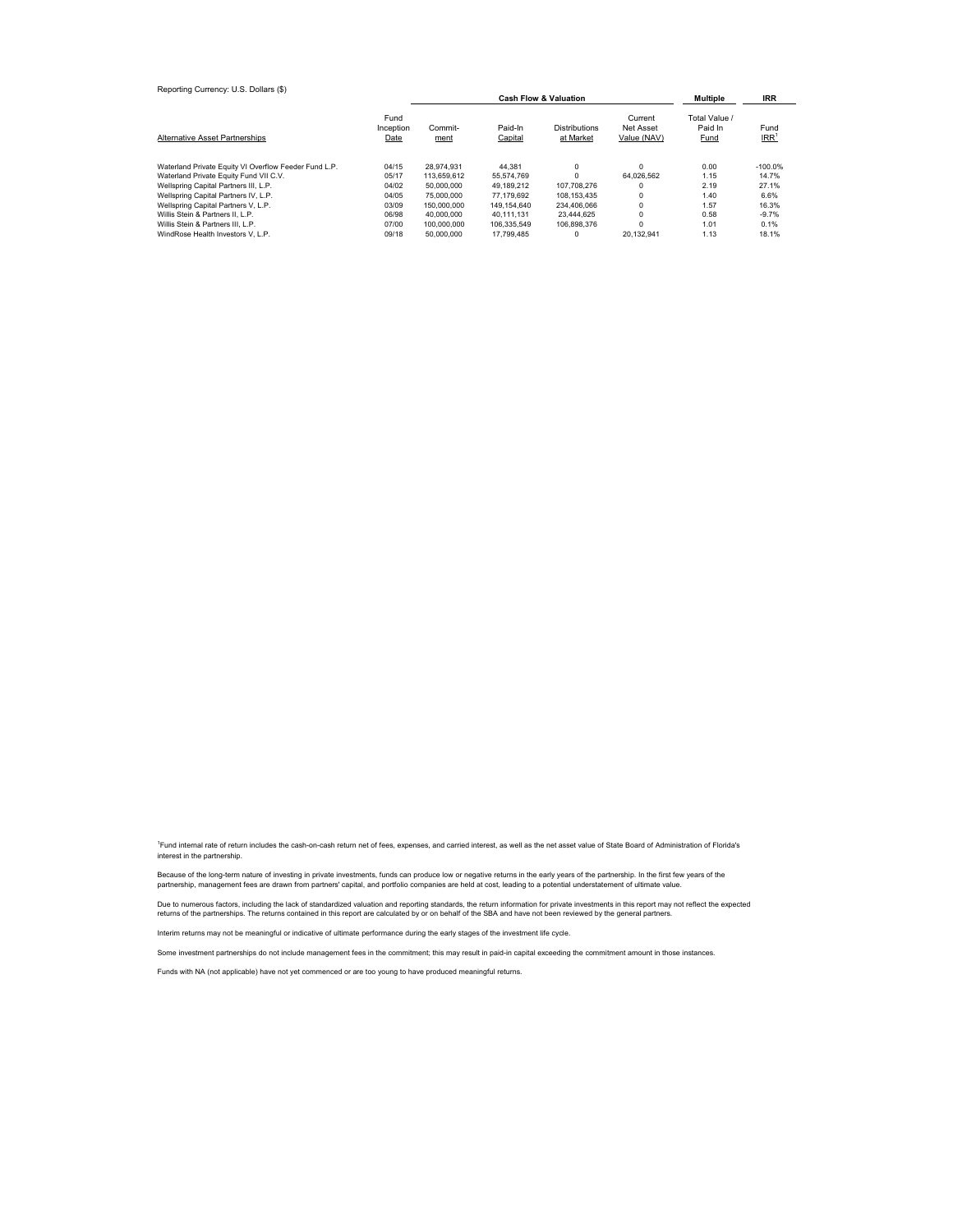Reporting Currency: U.S. Dollars ($)

| | | Cash Flow & Valuation | | | | Multiple | IRR |
|---|---|---|---|---|---|---|---|
| Alternative Asset Partnerships | Fund Inception Date | Commit-ment | Paid-In Capital | Distributions at Market | Current Net Asset Value (NAV) | Total Value / Paid In Fund | Fund IRR[1] |
| Waterland Private Equity VI Overflow Feeder Fund L.P. | 04/15 | 28,974,931 | 44,381 | 0 | 0 | 0.00 | -100.0% |
| Waterland Private Equity Fund VII C.V. | 05/17 | 113,659,612 | 55,574,769 | 0 | 64,026,562 | 1.15 | 14.7% |
| Wellspring Capital Partners III, L.P. | 04/02 | 50,000,000 | 49,189,212 | 107,708,276 | 0 | 2.19 | 27.1% |
| Wellspring Capital Partners IV, L.P. | 04/05 | 75,000,000 | 77,179,692 | 108,153,435 | 0 | 1.40 | 6.6% |
| Wellspring Capital Partners V, L.P. | 03/09 | 150,000,000 | 149,154,640 | 234,406,066 | 0 | 1.57 | 16.3% |
| Willis Stein & Partners II, L.P. | 06/98 | 40,000,000 | 40,111,131 | 23,444,625 | 0 | 0.58 | -9.7% |
| Willis Stein & Partners III, L.P. | 07/00 | 100,000,000 | 106,335,549 | 106,898,376 | 0 | 1.01 | 0.1% |
| WindRose Health Investors V, L.P. | 09/18 | 50,000,000 | 17,799,485 | 0 | 20,132,941 | 1.13 | 18.1% |

[1]Fund internal rate of return includes the cash-on-cash return net of fees, expenses, and carried interest, as well as the net asset value of State Board of Administration of Florida's interest in the partnership.

Because of the long-term nature of investing in private investments, funds can produce low or negative returns in the early years of the partnership. In the first few years of the partnership, management fees are drawn from partners' capital, and portfolio companies are held at cost, leading to a potential understatement of ultimate value.

Due to numerous factors, including the lack of standardized valuation and reporting standards, the return information for private investments in this report may not reflect the expected returns of the partnerships. The returns contained in this report are calculated by or on behalf of the SBA and have not been reviewed by the general partners.

Interim returns may not be meaningful or indicative of ultimate performance during the early stages of the investment life cycle.

Some investment partnerships do not include management fees in the commitment; this may result in paid-in capital exceeding the commitment amount in those instances.

Funds with NA (not applicable) have not yet commenced or are too young to have produced meaningful returns.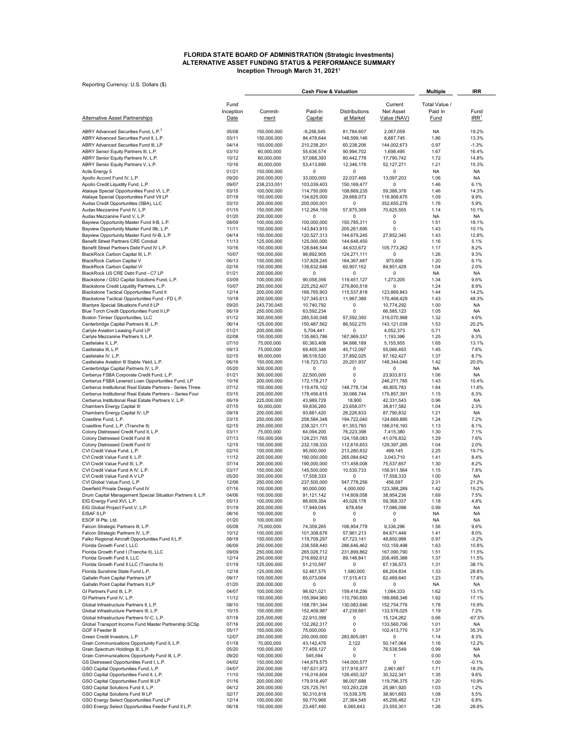# FLORIDA STATE BOARD OF ADMINISTRATION (Strategic Investments)
## ALTERNATIVE ASSET FUNDING STATUS & PERFORMANCE SUMMARY
### Inception Through March 31, 2021[1]

Reporting Currency: U.S. Dollars ($)

| | | Cash Flow & Valuation | | | | Multiple | IRR |
|---|---|---|---|---|---|---|---|
| Alternative Asset Partnerships | Fund Inception Date | Commit-ment | Paid-In Capital | Distributions at Market | Current Net Asset Value (NAV) | Total Value / Paid In Fund | Fund IRR[1] |
| ABRY Advanced Securities Fund, L.P.[2] | 05/08 | 150,000,000 | -9,256,545 | 81,784,607 | 2,067,059 | NA | 19.2% |
| ABRY Advanced Securities Fund II, L.P. | 03/11 | 150,000,000 | 84,478,644 | 148,599,146 | 8,887,745 | 1.86 | 13.3% |
| ABRY Advanced Securities Fund III, LP | 04/14 | 150,000,000 | 210,238,201 | 60,238,206 | 144,002,673 | 0.97 | -1.3% |
| ABRY Senior Equity Partners III, L.P. | 03/10 | 60,000,000 | 55,636,574 | 90,994,702 | 1,698,495 | 1.67 | 16.4% |
| ABRY Senior Equity Partners IV, L.P. | 10/12 | 60,000,000 | 57,068,393 | 80,442,778 | 17,790,742 | 1.72 | 14.8% |
| ABRY Senior Equity Partners V, L.P. | 10/16 | 60,000,000 | 53,413,890 | 12,346,178 | 52,127,271 | 1.21 | 15.3% |
| Actis Energy 5 | 01/21 | 150,000,000 | 0 | 0 | 0 | NA | NA |
| Apollo Accord Fund IV, L.P. | 09/20 | 200,000,000 | 33,000,000 | 22,037,469 | 13,097,203 | 1.06 | NA |
| Apollo Credit Liquidity Fund, L.P. | 09/07 | 238,233,051 | 103,039,403 | 150,169,477 | 0 | 1.46 | 6.1% |
| Atalaya Special Opportunities Fund VI, L.P. | 03/15 | 100,000,000 | 114,750,000 | 108,669,235 | 59,388,378 | 1.46 | 14.3% |
| Atalaya Special Opportunities Fund VII LP | 07/18 | 150,000,000 | 134,625,000 | 29,668,073 | 116,908,675 | 1.09 | 9.9% |
| Audax Credit Opportunities (SBA), LLC | 03/10 | 200,000,000 | 200,000,001 | 0 | 352,655,276 | 1.76 | 5.9% |
| Audax Mezzanine Fund IV, L.P. | 01/15 | 150,000,000 | 112,264,159 | 57,875,359 | 70,625,555 | 1.14 | 10.1% |
| Audax Mezzanine Fund V, L.P. | 01/20 | 200,000,000 | 0 | 0 | 0 | NA | NA |
| Bayview Opportunity Master Fund II-B, L.P. | 08/09 | 100,000,000 | 100,000,000 | 150,785,311 | 0 | 1.51 | 18.1% |
| Bayview Opportunity Master Fund IIIb, L.P. | 11/11 | 150,000,000 | 143,843,910 | 205,261,695 | 0 | 1.43 | 10.1% |
| Bayview Opportunity Master Fund IV-B, L.P | 04/14 | 150,000,000 | 120,527,313 | 144,679,245 | 27,852,340 | 1.43 | 12.8% |
| Benefit Street Partners CRE Conduit | 11/13 | 125,000,000 | 125,000,000 | 144,648,450 | 0 | 1.16 | 5.1% |
| Benefit Street Partners Debt Fund IV L.P. | 10/16 | 150,000,000 | 128,646,544 | 44,633,672 | 105,773,262 | 1.17 | 8.2% |
| BlackRock Carbon Capital III, L.P. | 10/07 | 100,000,000 | 98,892,905 | 124,271,111 | 0 | 1.26 | 9.3% |
| BlackRock Carbon Capital V | 06/13 | 150,000,000 | 137,829,245 | 164,367,487 | 973,608 | 1.20 | 6.1% |
| BlackRock Carbon Capital VI | 02/16 | 150,000,000 | 139,632,648 | 60,907,152 | 84,851,429 | 1.04 | 2.0% |
| BlackRock US CRE Debt Fund - C7 LP | 01/21 | 200,000,000 | 0 | 0 | 0 | NA | NA |
| Blackstone / GSO Capital Solutions Fund, L.P. | 03/09 | 100,000,000 | 90,058,356 | 119,451,127 | 1,273,205 | 1.34 | 9.6% |
| Blackstone Credit Liquidity Partners, L.P. | 10/07 | 250,000,000 | 225,252,407 | 279,800,518 | 0 | 1.24 | 8.9% |
| Blackstone Tactical Opportunities Fund II | 12/14 | 200,000,000 | 166,765,903 | 115,537,818 | 123,869,843 | 1.44 | 14.2% |
| Blackstone Tactical Opportunities Fund - FD L.P. | 10/18 | 250,000,000 | 127,345,613 | 11,967,389 | 170,468,429 | 1.43 | 48.3% |
| Blantyre Special Situations Fund II LP | 09/20 | 243,730,045 | 10,740,792 | 0 | 10,774,292 | 1.00 | NA |
| Blue Torch Credit Opportunities Fund II LP | 06/19 | 250,000,000 | 63,592,234 | 0 | 66,585,123 | 1.05 | NA |
| Boston Timber Opportunities, LLC | 01/12 | 300,000,000 | 285,530,048 | 57,592,350 | 319,070,968 | 1.32 | 4.6% |
| Centerbridge Capital Partners III, L.P. | 06/14 | 125,000,000 | 150,487,562 | 86,502,270 | 143,121,038 | 1.53 | 20.2% |
| Carlyle Aviation Leasing Fund LP | 01/21 | 200,000,000 | 5,704,441 | 0 | 4,052,373 | 0.71 | NA |
| Carlyle Mezzanine Partners II, L.P. | 02/08 | 150,000,000 | 135,663,786 | 167,969,337 | 1,193,396 | 1.25 | 6.3% |
| Castlelake II, L.P. | 07/10 | 75,000,000 | 60,363,408 | 94,666,189 | 5,155,955 | 1.65 | 13.1% |
| Castlelake III, L.P. | 09/13 | 75,000,000 | 69,405,348 | 45,712,097 | 55,066,463 | 1.45 | 7.6% |
| Castlelake IV, L.P. | 02/15 | 95,000,000 | 98,518,520 | 37,892,025 | 97,162,427 | 1.37 | 8.7% |
| Castlelake Aviation III Stable Yield, L.P. | 06/16 | 150,000,000 | 118,723,733 | 20,201,937 | 148,344,046 | 1.42 | 20.0% |
| Centerbridge Capital Partners IV, L.P. | 05/20 | 300,000,000 | 0 | 0 | 0 | NA | NA |
| Cerberus FSBA Corporate Credit Fund, L.P. | 01/21 | 300,000,000 | 22,500,000 | 0 | 23,933,813 | 1.06 | NA |
| Cerberus FSBA Levered Loan Opportunities Fund, LP | 10/16 | 200,000,000 | 172,178,217 | 0 | 246,271,785 | 1.43 | 10.4% |
| Cerberus Institutional Real Estate Partners - Series Three | 07/12 | 150,000,000 | 119,476,102 | 148,778,134 | 46,805,783 | 1.64 | 11.6% |
| Cerberus Institutional Real Estate Partners – Series Four | 03/15 | 200,000,000 | 178,456,615 | 30,066,744 | 175,857,391 | 1.15 | 6.3% |
| Cerberus Institutional Real Estate Partners V, L.P. | 06/19 | 225,000,000 | 43,989,729 | 18,900 | 42,331,543 | 0.96 | NA |
| Chambers Energy Capital III | 07/15 | 50,000,000 | 59,836,260 | 23,658,071 | 38,817,582 | 1.04 | 2.3% |
| Chambers Energy Capital IV, LP | 09/18 | 200,000,000 | 93,881,420 | 26,226,833 | 87,790,832 | 1.21 | NA |
| Coastline Fund, L.P. | 03/15 | 250,000,000 | 258,584,348 | 194,722,040 | 124,669,885 | 1.24 | 7.2% |
| Coastline Fund, L.P. (Tranche II) | 02/15 | 250,000,000 | 238,321,171 | 81,353,760 | 188,016,193 | 1.13 | 8.1% |
| Colony Distressed Credit Fund II, L.P. | 03/11 | 75,000,000 | 64,094,200 | 76,223,398 | 7,415,380 | 1.30 | 7.1% |
| Colony Distressed Credit Fund III | 07/13 | 150,000,000 | 128,231,765 | 124,158,083 | 41,076,832 | 1.29 | 7.6% |
| Colony Distressed Credit Fund IV | 12/15 | 150,000,000 | 232,139,333 | 112,616,653 | 129,397,285 | 1.04 | 2.0% |
| CVI Credit Value Fund, L.P. | 02/10 | 100,000,000 | 95,000,000 | 213,280,832 | 499,145 | 2.25 | 19.7% |
| CVI Credit Value Fund II, L.P. | 11/12 | 200,000,000 | 190,000,000 | 265,084,642 | 3,043,710 | 1.41 | 8.4% |
| CVI Credit Value Fund III, L.P. | 07/14 | 200,000,000 | 190,000,000 | 171,458,008 | 75,537,857 | 1.30 | 8.2% |
| CVI Credit Value Fund A IV, L.P. | 03/17 | 150,000,000 | 145,500,000 | 10,530,733 | 156,911,564 | 1.15 | 7.8% |
| CVI Credit Value Fund A V LP | 05/20 | 350,000,000 | 17,558,333 | 0 | 17,558,333 | 1.00 | NA |
| CVI Global Value Fund, L.P. | 12/06 | 250,000,000 | 237,500,000 | 547,778,256 | 456,597 | 2.31 | 21.2% |
| Deerfield Private Design Fund IV | 07/16 | 100,000,000 | 90,000,000 | 4,000,000 | 123,388,289 | 1.42 | 15.2% |
| Drum Capital Management Special Situation Partners II, L.P. | 04/06 | 100,000,000 | 91,121,142 | 114,609,058 | 38,954,236 | 1.69 | 7.5% |
| EIG Energy Fund XVI, L.P. | 05/13 | 100,000,000 | 88,609,354 | 45,028,178 | 59,368,337 | 1.18 | 4.8% |
| EIG Global Project Fund V, L.P. | 01/19 | 200,000,000 | 17,949,045 | 678,454 | 17,086,096 | 0.99 | NA |
| EISAF II LP | 08/16 | 100,000,000 | 0 | 0 | 0 | NA | NA |
| ESOF III Pte. Ltd. | 01/20 | 100,000,000 | 0 | 0 | 0 | NA | NA |
| Falcon Strategic Partners III, L.P. | 05/08 | 75,000,000 | 74,359,265 | 106,954,778 | 9,336,296 | 1.56 | 9.6% |
| Falcon Strategic Partners IV, L.P. | 10/12 | 100,000,000 | 101,308,676 | 57,961,213 | 84,671,448 | 1.41 | 8.0% |
| Falko Regional Aircraft Opportunities Fund II L.P. | 08/18 | 150,000,000 | 119,709,297 | 67,723,141 | 48,850,998 | 0.97 | -3.2% |
| Florida Growth Fund I, LLC | 06/09 | 250,000,000 | 238,558,440 | 286,646,462 | 103,159,498 | 1.63 | 10.8% |
| Florida Growth Fund I (Tranche II), LLC | 09/09 | 250,000,000 | 265,026,712 | 231,899,862 | 167,090,790 | 1.51 | 11.5% |
| Florida Growth Fund II, LLC | 12/14 | 250,000,000 | 216,692,612 | 89,148,841 | 208,495,388 | 1.37 | 11.5% |
| Florida Growth Fund II LLC (Tranche II) | 01/19 | 125,000,000 | 51,210,597 | 0 | 67,136,573 | 1.31 | 38.1% |
| Florida Sunshine State Fund L.P. | 12/18 | 125,000,000 | 52,467,575 | 1,580,000 | 68,204,834 | 1.33 | 28.8% |
| Gallatin Point Capital Partners LP | 09/17 | 100,000,000 | 65,073,064 | 17,515,413 | 62,469,640 | 1.23 | 17.6% |
| Gallatin Point Capital Partners II LP | 01/20 | 200,000,000 | 0 | 0 | 0 | NA | NA |
| GI Partners Fund III, L.P. | 04/07 | 100,000,000 | 98,921,021 | 159,418,256 | 1,084,333 | 1.62 | 13.1% |
| GI Partners Fund IV, L.P. | 11/12 | 150,000,000 | 155,994,960 | 110,790,693 | 188,668,346 | 1.92 | 17.1% |
| Global Infrastructure Partners II, L.P. | 08/10 | 150,000,000 | 158,781,344 | 130,083,646 | 152,754,776 | 1.78 | 15.9% |
| Global Infrastructure Partners III, L.P. | 10/15 | 150,000,000 | 152,409,987 | 47,239,681 | 133,576,025 | 1.19 | 7.2% |
| Global Infrastructure Partners IV-C, L.P. | 07/18 | 225,000,000 | 22,910,399 | 0 | 15,124,262 | 0.66 | -67.5% |
| Global Transport Income Fund Master Partnership SCSp | 07/16 | 200,000,000 | 132,262,317 | 0 | 133,560,706 | 1.01 | NA |
| GOF II Feeder B | 05/17 | 150,000,000 | 75,000,000 | 0 | 102,413,770 | 1.37 | 35.3% |
| Green Credit Investors, L.P. | 12/07 | 250,000,000 | 250,000,000 | 283,805,081 | 0 | 1.14 | 8.3% |
| Grain Communications Opportunity Fund II, L.P. | 01/18 | 70,000,000 | 43,142,476 | 2,122 | 50,147,064 | 1.16 | 12.2% |
| Grain Spectrum Holdings III, L.P. | 05/20 | 100,000,000 | 77,459,127 | 0 | 76,538,549 | 0.99 | NA |
| Grain Communications Opportunity Fund III, L.P. | 09/20 | 100,000,000 | 545,594 | 0 | 1 | 0.00 | NA |
| GS Distressed Opportunities Fund I, L.P. | 04/02 | 150,000,000 | 144,679,575 | 144,000,577 | 0 | 1.00 | -0.1% |
| GSO Capital Opportunities Fund, L.P. | 04/07 | 200,000,000 | 187,631,972 | 317,916,977 | 2,961,667 | 1.71 | 18.3% |
| GSO Capital Opportunities Fund II, L.P. | 11/10 | 150,000,000 | 116,016,604 | 126,450,327 | 30,322,341 | 1.35 | 9.6% |
| GSO Capital Opportunities Fund III LP | 01/16 | 200,000,000 | 179,918,497 | 96,007,688 | 119,796,375 | 1.20 | 10.9% |
| GSO Capital Solutions Fund II, L.P. | 04/12 | 200,000,000 | 125,725,761 | 103,293,228 | 25,981,920 | 1.03 | 1.2% |
| GSO Capital Solutions Fund III LP | 02/17 | 200,000,000 | 50,310,818 | 15,539,376 | 38,901,693 | 1.08 | 5.5% |
| GSO Energy Select Opportunities Fund LP | 12/14 | 100,000,000 | 59,770,966 | 27,364,545 | 45,256,482 | 1.21 | 6.8% |
| GSO Energy Select Opportunities Feeder Fund II L.P. | 06/18 | 150,000,000 | 23,487,490 | 6,065,643 | 23,555,301 | 1.26 | 28.8% |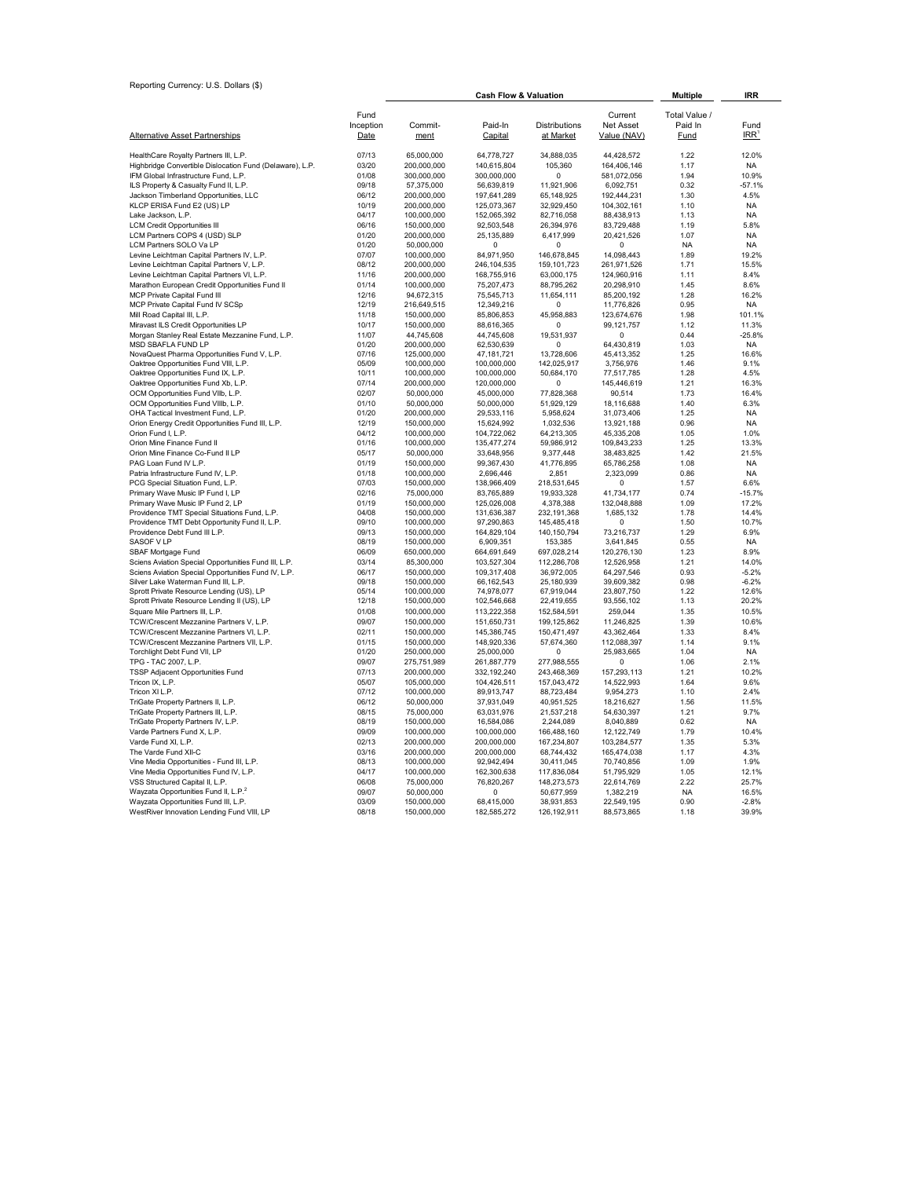Reporting Currency: U.S. Dollars ($)

| Alternative Asset Partnerships | Fund Inception Date | Commit-ment | Cash Flow & Valuation | | | Multiple | IRR |
|---|---|---|---|---|---|---|---|
| | | | Paid-In Capital | Distributions at Market | Current Net Asset Value (NAV) | Total Value / Paid In Fund | Fund IRR[1] |
| HealthCare Royalty Partners III, L.P. | 07/13 | 65,000,000 | 64,778,727 | 34,888,035 | 44,428,572 | 1.22 | 12.0% |
| Highbridge Convertible Dislocation Fund (Delaware), L.P. | 03/20 | 200,000,000 | 140,615,804 | 105,360 | 164,406,146 | 1.17 | NA |
| IFM Global Infrastructure Fund, L.P. | 01/08 | 300,000,000 | 300,000,000 | 0 | 581,072,056 | 1.94 | 10.9% |
| ILS Property & Casualty Fund II, L.P. | 09/18 | 57,375,000 | 56,639,819 | 11,921,906 | 6,092,751 | 0.32 | -57.1% |
| Jackson Timberland Opportunities, LLC | 06/12 | 200,000,000 | 197,641,289 | 65,148,925 | 192,444,231 | 1.30 | 4.5% |
| KLCP ERISA Fund E2 (US) LP | 10/19 | 200,000,000 | 125,073,367 | 32,929,450 | 104,302,161 | 1.10 | NA |
| Lake Jackson, L.P. | 04/17 | 100,000,000 | 152,065,392 | 82,716,058 | 88,438,913 | 1.13 | NA |
| LCM Credit Opportunities III | 06/16 | 150,000,000 | 92,503,548 | 26,394,976 | 83,729,488 | 1.19 | 5.8% |
| LCM Partners COPS 4 (USD) SLP | 01/20 | 200,000,000 | 25,135,889 | 6,417,999 | 20,421,526 | 1.07 | NA |
| LCM Partners SOLO Va LP | 01/20 | 50,000,000 | 0 | 0 | 0 | NA | NA |
| Levine Leichtman Capital Partners IV, L.P. | 07/07 | 100,000,000 | 84,971,950 | 146,678,845 | 14,098,443 | 1.89 | 19.2% |
| Levine Leichtman Capital Partners V, L.P. | 08/12 | 200,000,000 | 246,104,535 | 159,101,723 | 261,971,526 | 1.71 | 15.5% |
| Levine Leichtman Capital Partners VI, L.P. | 11/16 | 200,000,000 | 168,755,916 | 63,000,175 | 124,960,916 | 1.11 | 8.4% |
| Marathon European Credit Opportunities Fund II | 01/14 | 100,000,000 | 75,207,473 | 88,795,262 | 20,298,910 | 1.45 | 8.6% |
| MCP Private Capital Fund III | 12/16 | 94,672,315 | 75,545,713 | 11,654,111 | 85,200,192 | 1.28 | 16.2% |
| MCP Private Capital Fund IV SCSp | 12/19 | 216,649,515 | 12,349,216 | 0 | 11,776,826 | 0.95 | NA |
| Mill Road Capital III, L.P. | 11/18 | 150,000,000 | 85,806,853 | 45,958,883 | 123,674,676 | 1.98 | 101.1% |
| Miravast ILS Credit Opportunities LP | 10/17 | 150,000,000 | 88,616,365 | 0 | 99,121,757 | 1.12 | 11.3% |
| Morgan Stanley Real Estate Mezzanine Fund, L.P. | 11/07 | 44,745,608 | 44,745,608 | 19,531,937 | 0 | 0.44 | -25.8% |
| MSD SBAFLA FUND LP | 01/20 | 200,000,000 | 62,530,639 | 0 | 64,430,819 | 1.03 | NA |
| NovaQuest Pharma Opportunities Fund V, L.P. | 07/16 | 125,000,000 | 47,181,721 | 13,728,606 | 45,413,352 | 1.25 | 16.6% |
| Oaktree Opportunities Fund VIII, L.P. | 05/09 | 100,000,000 | 100,000,000 | 142,025,917 | 3,756,976 | 1.46 | 9.1% |
| Oaktree Opportunities Fund IX, L.P. | 10/11 | 100,000,000 | 100,000,000 | 50,684,170 | 77,517,785 | 1.28 | 4.5% |
| Oaktree Opportunities Fund Xb, L.P. | 07/14 | 200,000,000 | 120,000,000 | 0 | 145,446,619 | 1.21 | 16.3% |
| OCM Opportunities Fund VIIb, L.P. | 02/07 | 50,000,000 | 45,000,000 | 77,828,368 | 90,514 | 1.73 | 16.4% |
| OCM Opportunities Fund VIIIb, L.P. | 01/10 | 50,000,000 | 50,000,000 | 51,929,129 | 18,116,688 | 1.40 | 6.3% |
| OHA Tactical Investment Fund, L.P. | 01/20 | 200,000,000 | 29,533,116 | 5,958,624 | 31,073,406 | 1.25 | NA |
| Orion Energy Credit Opportunities Fund III, L.P. | 12/19 | 150,000,000 | 15,624,992 | 1,032,536 | 13,921,188 | 0.96 | NA |
| Orion Fund I, L.P. | 04/12 | 100,000,000 | 104,722,062 | 64,213,305 | 45,335,208 | 1.05 | 1.0% |
| Orion Mine Finance Fund II | 01/16 | 100,000,000 | 135,477,274 | 59,986,912 | 109,843,233 | 1.25 | 13.3% |
| Orion Mine Finance Co-Fund II LP | 05/17 | 50,000,000 | 33,648,956 | 9,377,448 | 38,483,825 | 1.42 | 21.5% |
| PAG Loan Fund IV L.P. | 01/19 | 150,000,000 | 99,367,430 | 41,776,895 | 65,786,258 | 1.08 | NA |
| Patria Infrastructure Fund IV, L.P. | 01/18 | 100,000,000 | 2,696,446 | 2,851 | 2,323,099 | 0.86 | NA |
| PCG Special Situation Fund, L.P. | 07/03 | 150,000,000 | 138,966,409 | 218,531,645 | 0 | 1.57 | 6.6% |
| Primary Wave Music IP Fund I, LP | 02/16 | 75,000,000 | 83,765,889 | 19,933,328 | 41,734,177 | 0.74 | -15.7% |
| Primary Wave Music IP Fund 2, LP | 01/19 | 150,000,000 | 125,026,008 | 4,378,388 | 132,048,888 | 1.09 | 17.2% |
| Providence TMT Special Situations Fund, L.P. | 04/08 | 150,000,000 | 131,636,387 | 232,191,368 | 1,685,132 | 1.78 | 14.4% |
| Providence TMT Debt Opportunity Fund II, L.P. | 09/10 | 100,000,000 | 97,290,863 | 145,485,418 | 0 | 1.50 | 10.7% |
| Providence Debt Fund III L.P. | 09/13 | 150,000,000 | 164,829,104 | 140,150,794 | 73,216,737 | 1.29 | 6.9% |
| SASOF V LP | 08/19 | 150,000,000 | 6,909,351 | 153,385 | 3,641,845 | 0.55 | NA |
| SBAF Mortgage Fund | 06/09 | 650,000,000 | 664,691,649 | 697,028,214 | 120,276,130 | 1.23 | 8.9% |
| Sciens Aviation Special Opportunities Fund III, L.P. | 03/14 | 85,300,000 | 103,527,304 | 112,286,708 | 12,526,958 | 1.21 | 14.0% |
| Sciens Aviation Special Opportunities Fund IV, L.P. | 06/17 | 150,000,000 | 109,317,408 | 36,972,005 | 64,297,546 | 0.93 | -5.2% |
| Silver Lake Waterman Fund III, L.P. | 09/18 | 150,000,000 | 66,162,543 | 25,180,939 | 39,609,382 | 0.98 | -6.2% |
| Sprott Private Resource Lending (US), LP | 05/14 | 100,000,000 | 74,978,077 | 67,919,044 | 23,807,750 | 1.22 | 12.6% |
| Sprott Private Resource Lending II (US), LP | 12/18 | 150,000,000 | 102,546,668 | 22,419,655 | 93,556,102 | 1.13 | 20.2% |
| Square Mile Partners III, L.P. | 01/08 | 100,000,000 | 113,222,358 | 152,584,591 | 259,044 | 1.35 | 10.5% |
| TCW/Crescent Mezzanine Partners V, L.P. | 09/07 | 150,000,000 | 151,650,731 | 199,125,862 | 11,246,825 | 1.39 | 10.6% |
| TCW/Crescent Mezzanine Partners VI, L.P. | 02/11 | 150,000,000 | 145,386,745 | 150,471,497 | 43,362,464 | 1.33 | 8.4% |
| TCW/Crescent Mezzanine Partners VII, L.P. | 01/15 | 150,000,000 | 148,920,336 | 57,674,360 | 112,088,397 | 1.14 | 9.1% |
| Torchlight Debt Fund VII, LP | 01/20 | 250,000,000 | 25,000,000 | 0 | 25,983,665 | 1.04 | NA |
| TPG - TAC 2007, L.P. | 09/07 | 275,751,989 | 261,887,779 | 277,988,555 | 0 | 1.06 | 2.1% |
| TSSP Adjacent Opportunities Fund | 07/13 | 200,000,000 | 332,192,240 | 243,468,369 | 157,293,113 | 1.21 | 10.2% |
| Tricon IX, L.P. | 05/07 | 105,000,000 | 104,426,511 | 157,043,472 | 14,522,993 | 1.64 | 9.6% |
| Tricon XI L.P. | 07/12 | 100,000,000 | 89,913,747 | 88,723,484 | 9,954,273 | 1.10 | 2.4% |
| TriGate Property Partners II, L.P. | 06/12 | 50,000,000 | 37,931,049 | 40,951,525 | 18,216,627 | 1.56 | 11.5% |
| TriGate Property Partners III, L.P. | 08/15 | 75,000,000 | 63,031,976 | 21,537,218 | 54,630,397 | 1.21 | 9.7% |
| TriGate Property Partners IV, L.P. | 08/19 | 150,000,000 | 16,584,086 | 2,244,089 | 8,040,889 | 0.62 | NA |
| Varde Partners Fund X, L.P. | 09/09 | 100,000,000 | 100,000,000 | 166,488,160 | 12,122,749 | 1.79 | 10.4% |
| Varde Fund XI, L.P. | 02/13 | 200,000,000 | 200,000,000 | 167,234,807 | 103,284,577 | 1.35 | 5.3% |
| The Varde Fund XII-C | 03/16 | 200,000,000 | 200,000,000 | 68,744,432 | 165,474,038 | 1.17 | 4.3% |
| Vine Media Opportunities - Fund III, L.P. | 08/13 | 100,000,000 | 92,942,494 | 30,411,045 | 70,740,856 | 1.09 | 1.9% |
| Vine Media Opportunities Fund IV, L.P. | 04/17 | 100,000,000 | 162,300,638 | 117,836,084 | 51,795,929 | 1.05 | 12.1% |
| VSS Structured Capital II, L.P. | 06/08 | 75,000,000 | 76,820,267 | 148,273,573 | 22,614,769 | 2.22 | 25.7% |
| Wayzata Opportunities Fund II, L.P.[2] | 09/07 | 50,000,000 | 0 | 50,677,959 | 1,382,219 | NA | 16.5% |
| Wayzata Opportunities Fund III, L.P. | 03/09 | 150,000,000 | 68,415,000 | 38,931,853 | 22,549,195 | 0.90 | -2.8% |
| WestRiver Innovation Lending Fund VIII, LP | 08/18 | 150,000,000 | 182,585,272 | 126,192,911 | 88,573,865 | 1.18 | 39.9% |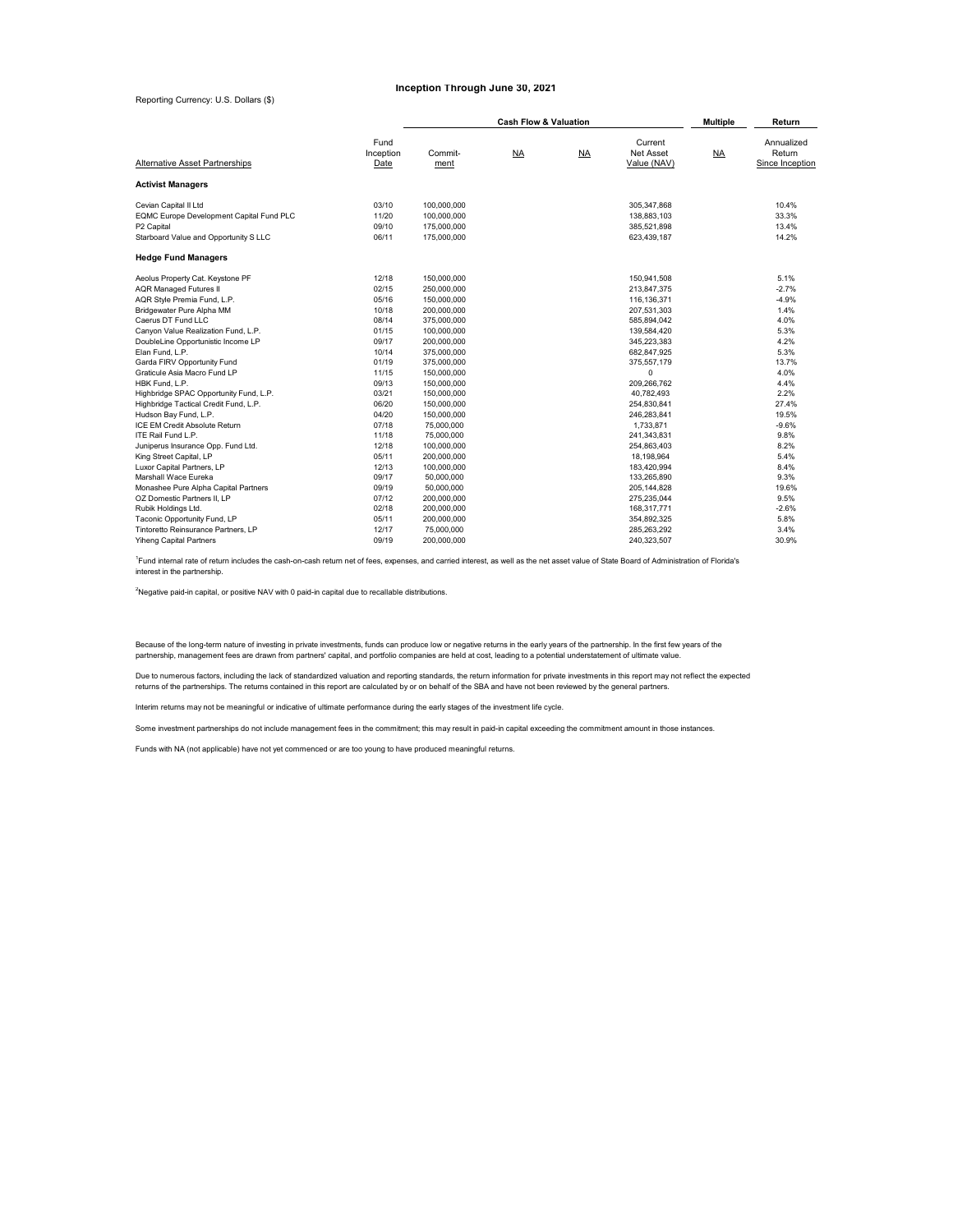**Inception Through June 30, 2021**

Reporting Currency: U.S. Dollars ($)

| | | Cash Flow & Valuation | | | | Multiple | Return |
|---|---|---|---|---|---|---|---|
| Alternative Asset Partnerships | Fund Inception Date | Commit-ment | NA | NA | Current Net Asset Value (NAV) | NA | Annualized Return Since Inception |
| **Activist Managers** | | | | | | | |
| Cevian Capital II Ltd | 03/10 | 100,000,000 | | | 305,347,868 | | 10.4% |
| EQMC Europe Development Capital Fund PLC | 11/20 | 100,000,000 | | | 138,883,103 | | 33.3% |
| P2 Capital | 09/10 | 175,000,000 | | | 385,521,898 | | 13.4% |
| Starboard Value and Opportunity S LLC | 06/11 | 175,000,000 | | | 623,439,187 | | 14.2% |
| **Hedge Fund Managers** | | | | | | | |
| Aeolus Property Cat. Keystone PF | 12/18 | 150,000,000 | | | 150,941,508 | | 5.1% |
| AQR Managed Futures II | 02/15 | 250,000,000 | | | 213,847,375 | | -2.7% |
| AQR Style Premia Fund, L.P. | 05/16 | 150,000,000 | | | 116,136,371 | | -4.9% |
| Bridgewater Pure Alpha MM | 10/18 | 200,000,000 | | | 207,531,303 | | 1.4% |
| Caerus DT Fund LLC | 08/14 | 375,000,000 | | | 585,894,042 | | 4.0% |
| Canyon Value Realization Fund, L.P. | 01/15 | 100,000,000 | | | 139,584,420 | | 5.3% |
| DoubleLine Opportunistic Income LP | 09/17 | 200,000,000 | | | 345,223,383 | | 4.2% |
| Elan Fund, L.P. | 10/14 | 375,000,000 | | | 682,847,925 | | 5.3% |
| Garda FIRV Opportunity Fund | 01/19 | 375,000,000 | | | 375,557,179 | | 13.7% |
| Graticule Asia Macro Fund LP | 11/15 | 150,000,000 | | | 0 | | 4.0% |
| HBK Fund, L.P. | 09/13 | 150,000,000 | | | 209,266,762 | | 4.4% |
| Highbridge SPAC Opportunity Fund, L.P. | 03/21 | 150,000,000 | | | 40,782,493 | | 2.2% |
| Highbridge Tactical Credit Fund, L.P. | 06/20 | 150,000,000 | | | 254,830,841 | | 27.4% |
| Hudson Bay Fund, L.P. | 04/20 | 150,000,000 | | | 246,283,841 | | 19.5% |
| ICE EM Credit Absolute Return | 07/18 | 75,000,000 | | | 1,733,871 | | -9.6% |
| ITE Rail Fund L.P. | 11/18 | 75,000,000 | | | 241,343,831 | | 9.8% |
| Juniperus Insurance Opp. Fund Ltd. | 12/18 | 100,000,000 | | | 254,863,403 | | 8.2% |
| King Street Capital, LP | 05/11 | 200,000,000 | | | 18,198,964 | | 5.4% |
| Luxor Capital Partners, LP | 12/13 | 100,000,000 | | | 183,420,994 | | 8.4% |
| Marshall Wace Eureka | 09/17 | 50,000,000 | | | 133,265,890 | | 9.3% |
| Monashee Pure Alpha Capital Partners | 09/19 | 50,000,000 | | | 205,144,828 | | 19.6% |
| OZ Domestic Partners II, LP | 07/12 | 200,000,000 | | | 275,235,044 | | 9.5% |
| Rubik Holdings Ltd. | 02/18 | 200,000,000 | | | 168,317,771 | | -2.6% |
| Taconic Opportunity Fund, LP | 05/11 | 200,000,000 | | | 354,892,325 | | 5.8% |
| Tintoretto Reinsurance Partners, LP | 12/17 | 75,000,000 | | | 285,263,292 | | 3.4% |
| Yiheng Capital Partners | 09/19 | 200,000,000 | | | 240,323,507 | | 30.9% |

[1]Fund internal rate of return includes the cash-on-cash return net of fees, expenses, and carried interest, as well as the net asset value of State Board of Administration of Florida's interest in the partnership.

[2]Negative paid-in capital, or positive NAV with 0 paid-in capital due to recallable distributions.

Because of the long-term nature of investing in private investments, funds can produce low or negative returns in the early years of the partnership. In the first few years of the partnership, management fees are drawn from partners' capital, and portfolio companies are held at cost, leading to a potential understatement of ultimate value.

Due to numerous factors, including the lack of standardized valuation and reporting standards, the return information for private investments in this report may not reflect the expected returns of the partnerships. The returns contained in this report are calculated by or on behalf of the SBA and have not been reviewed by the general partners.

Interim returns may not be meaningful or indicative of ultimate performance during the early stages of the investment life cycle.

Some investment partnerships do not include management fees in the commitment; this may result in paid-in capital exceeding the commitment amount in those instances.

Funds with NA (not applicable) have not yet commenced or are too young to have produced meaningful returns.